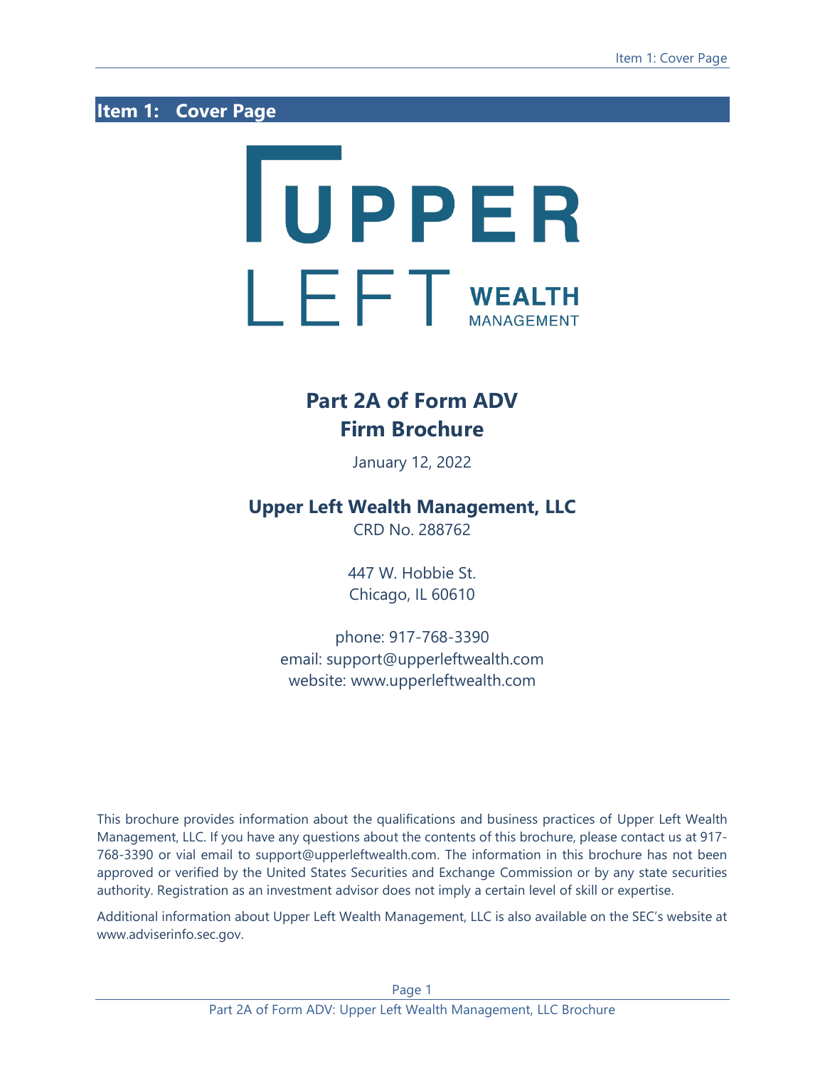# Item 1: Cover Page

UPPER LEFT WEALTH MANAGEMENT

## Part 2A of Form ADV
## Firm Brochure

January 12, 2022

**Upper Left Wealth Management, LLC**

CRD No. 288762

447 W. Hobbie St.
Chicago, IL 60610

phone: 917-768-3390
email: support@upperleftwealth.com
website: www.upperleftwealth.com

This brochure provides information about the qualifications and business practices of Upper Left Wealth Management, LLC. If you have any questions about the contents of this brochure, please contact us at 917-768-3390 or vial email to support@upperleftwealth.com. The information in this brochure has not been approved or verified by the United States Securities and Exchange Commission or by any state securities authority. Registration as an investment advisor does not imply a certain level of skill or expertise.

Additional information about Upper Left Wealth Management, LLC is also available on the SEC's website at www.adviserinfo.sec.gov.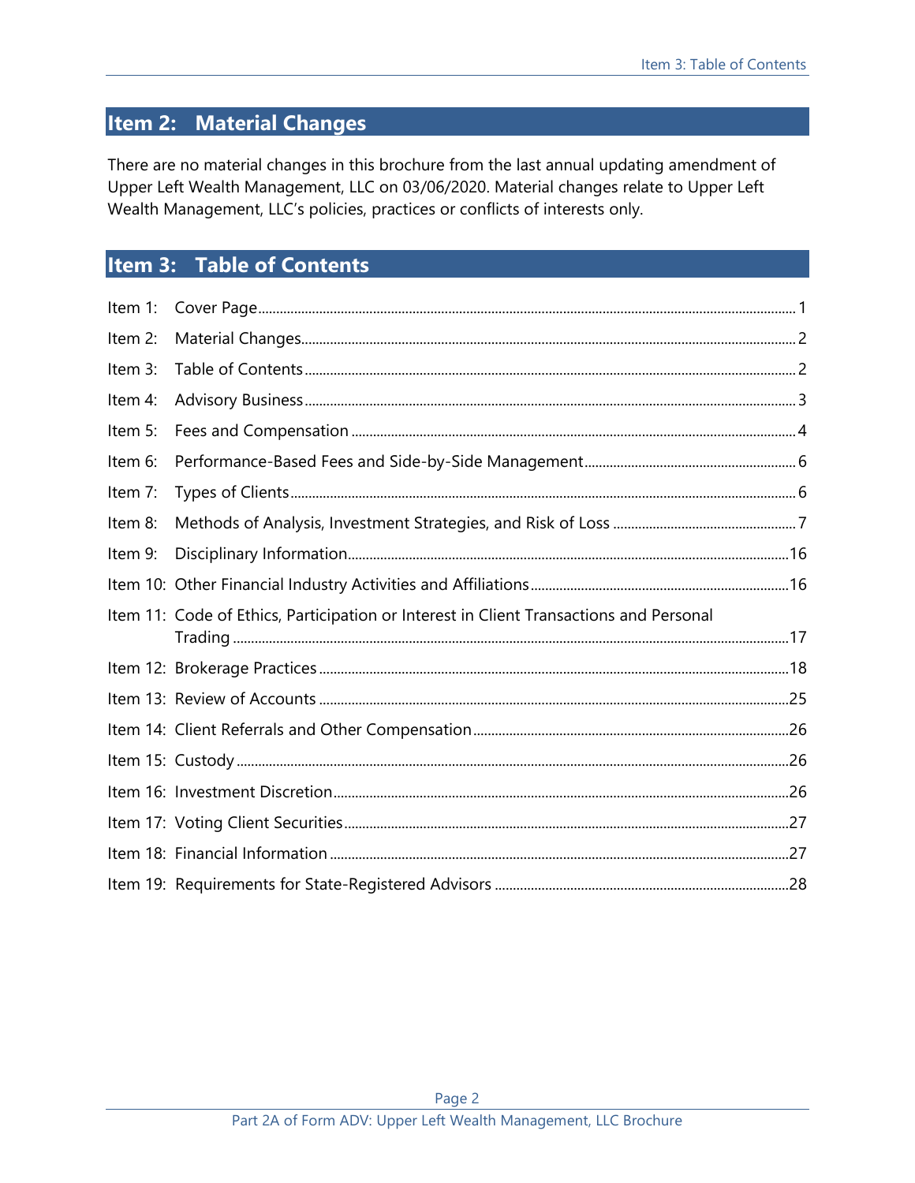## Item 2: Material Changes

There are no material changes in this brochure from the last annual updating amendment of Upper Left Wealth Management, LLC on 03/06/2020. Material changes relate to Upper Left Wealth Management, LLC's policies, practices or conflicts of interests only.

## Item 3: Table of Contents

| | | |
|---|---|---|
| Item 1: | Cover Page | 1 |
| Item 2: | Material Changes | 2 |
| Item 3: | Table of Contents | 2 |
| Item 4: | Advisory Business | 3 |
| Item 5: | Fees and Compensation | 4 |
| Item 6: | Performance-Based Fees and Side-by-Side Management | 6 |
| Item 7: | Types of Clients | 6 |
| Item 8: | Methods of Analysis, Investment Strategies, and Risk of Loss | 7 |
| Item 9: | Disciplinary Information | 16 |
| Item 10: | Other Financial Industry Activities and Affiliations | 16 |
| Item 11: | Code of Ethics, Participation or Interest in Client Transactions and Personal Trading | 17 |
| Item 12: | Brokerage Practices | 18 |
| Item 13: | Review of Accounts | 25 |
| Item 14: | Client Referrals and Other Compensation | 26 |
| Item 15: | Custody | 26 |
| Item 16: | Investment Discretion | 26 |
| Item 17: | Voting Client Securities | 27 |
| Item 18: | Financial Information | 27 |
| Item 19: | Requirements for State-Registered Advisors | 28 |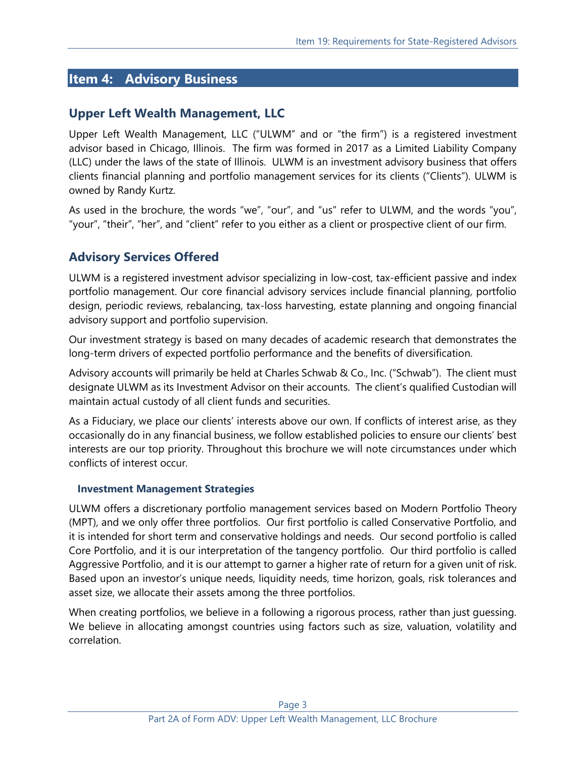# Item 4: Advisory Business

## Upper Left Wealth Management, LLC

Upper Left Wealth Management, LLC ("ULWM" and or "the firm") is a registered investment advisor based in Chicago, Illinois. The firm was formed in 2017 as a Limited Liability Company (LLC) under the laws of the state of Illinois. ULWM is an investment advisory business that offers clients financial planning and portfolio management services for its clients ("Clients"). ULWM is owned by Randy Kurtz.

As used in the brochure, the words "we", "our", and "us" refer to ULWM, and the words "you", "your", "their", "her", and "client" refer to you either as a client or prospective client of our firm.

## Advisory Services Offered

ULWM is a registered investment advisor specializing in low-cost, tax-efficient passive and index portfolio management. Our core financial advisory services include financial planning, portfolio design, periodic reviews, rebalancing, tax-loss harvesting, estate planning and ongoing financial advisory support and portfolio supervision.

Our investment strategy is based on many decades of academic research that demonstrates the long-term drivers of expected portfolio performance and the benefits of diversification.

Advisory accounts will primarily be held at Charles Schwab & Co., Inc. ("Schwab"). The client must designate ULWM as its Investment Advisor on their accounts. The client's qualified Custodian will maintain actual custody of all client funds and securities.

As a Fiduciary, we place our clients' interests above our own. If conflicts of interest arise, as they occasionally do in any financial business, we follow established policies to ensure our clients' best interests are our top priority. Throughout this brochure we will note circumstances under which conflicts of interest occur.

### Investment Management Strategies

ULWM offers a discretionary portfolio management services based on Modern Portfolio Theory (MPT), and we only offer three portfolios. Our first portfolio is called Conservative Portfolio, and it is intended for short term and conservative holdings and needs. Our second portfolio is called Core Portfolio, and it is our interpretation of the tangency portfolio. Our third portfolio is called Aggressive Portfolio, and it is our attempt to garner a higher rate of return for a given unit of risk. Based upon an investor's unique needs, liquidity needs, time horizon, goals, risk tolerances and asset size, we allocate their assets among the three portfolios.

When creating portfolios, we believe in a following a rigorous process, rather than just guessing. We believe in allocating amongst countries using factors such as size, valuation, volatility and correlation.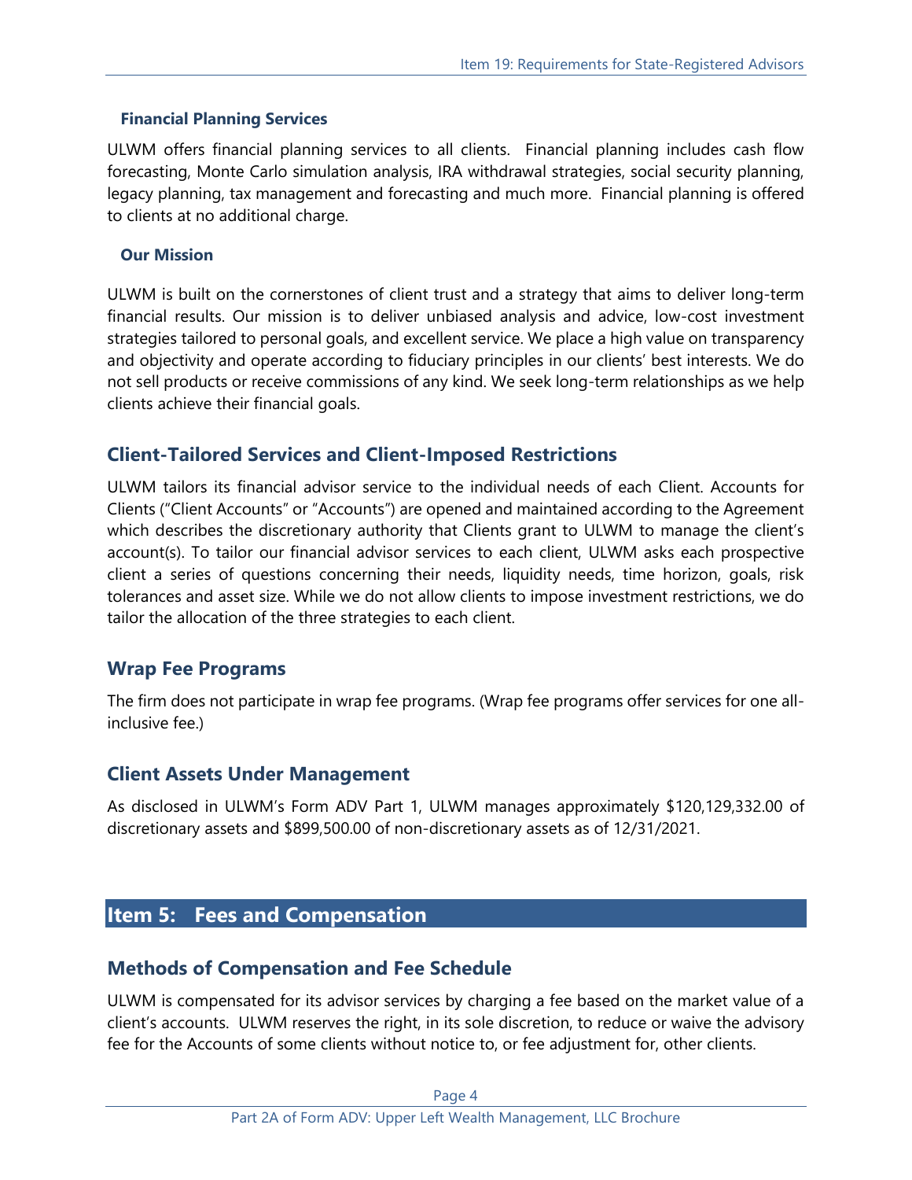### Financial Planning Services

ULWM offers financial planning services to all clients. Financial planning includes cash flow forecasting, Monte Carlo simulation analysis, IRA withdrawal strategies, social security planning, legacy planning, tax management and forecasting and much more. Financial planning is offered to clients at no additional charge.

### Our Mission

ULWM is built on the cornerstones of client trust and a strategy that aims to deliver long-term financial results. Our mission is to deliver unbiased analysis and advice, low-cost investment strategies tailored to personal goals, and excellent service. We place a high value on transparency and objectivity and operate according to fiduciary principles in our clients' best interests. We do not sell products or receive commissions of any kind. We seek long-term relationships as we help clients achieve their financial goals.

## Client-Tailored Services and Client-Imposed Restrictions

ULWM tailors its financial advisor service to the individual needs of each Client. Accounts for Clients ("Client Accounts" or "Accounts") are opened and maintained according to the Agreement which describes the discretionary authority that Clients grant to ULWM to manage the client's account(s). To tailor our financial advisor services to each client, ULWM asks each prospective client a series of questions concerning their needs, liquidity needs, time horizon, goals, risk tolerances and asset size. While we do not allow clients to impose investment restrictions, we do tailor the allocation of the three strategies to each client.

## Wrap Fee Programs

The firm does not participate in wrap fee programs. (Wrap fee programs offer services for one all-inclusive fee.)

## Client Assets Under Management

As disclosed in ULWM's Form ADV Part 1, ULWM manages approximately $120,129,332.00 of discretionary assets and $899,500.00 of non-discretionary assets as of 12/31/2021.

# Item 5: Fees and Compensation

## Methods of Compensation and Fee Schedule

ULWM is compensated for its advisor services by charging a fee based on the market value of a client's accounts. ULWM reserves the right, in its sole discretion, to reduce or waive the advisory fee for the Accounts of some clients without notice to, or fee adjustment for, other clients.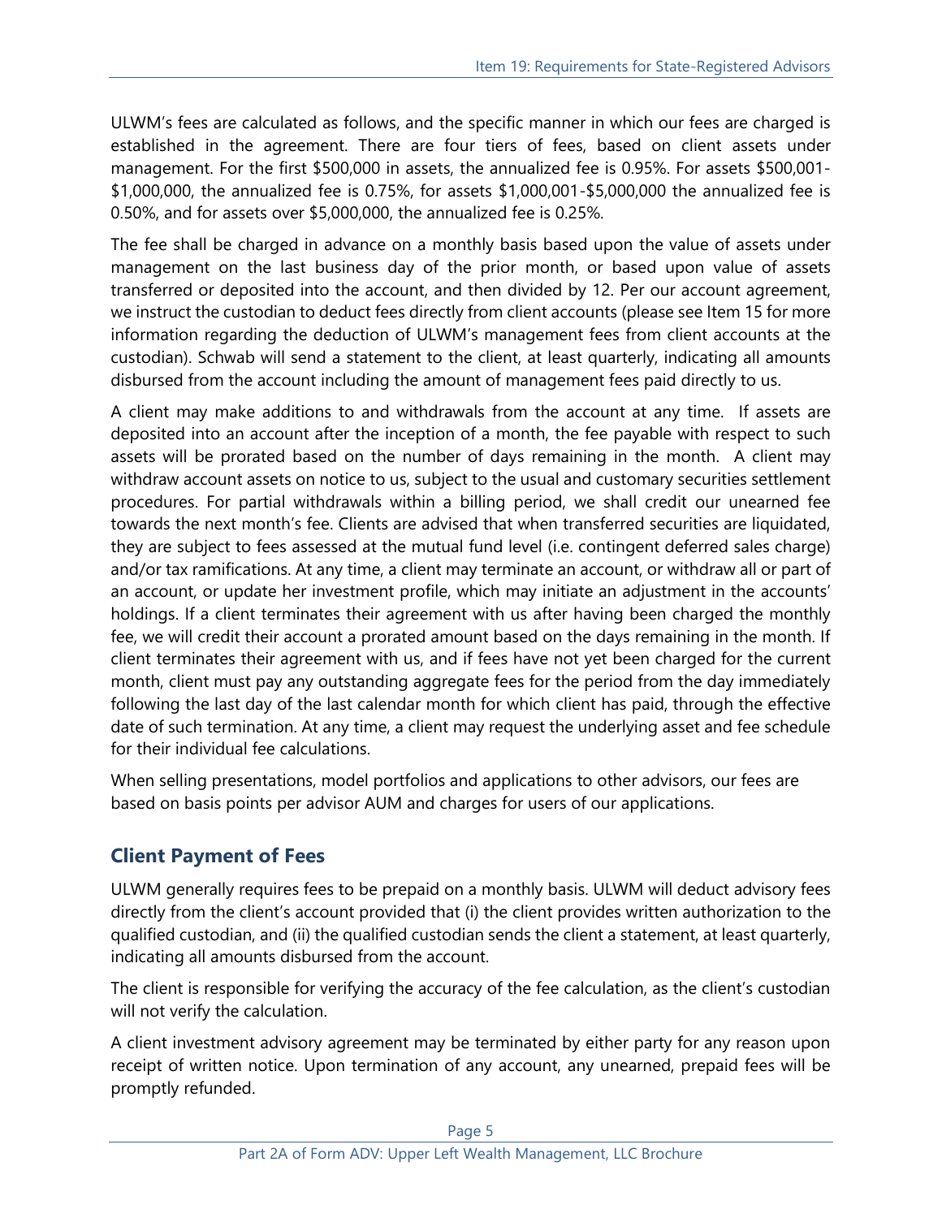ULWM's fees are calculated as follows, and the specific manner in which our fees are charged is established in the agreement. There are four tiers of fees, based on client assets under management. For the first $500,000 in assets, the annualized fee is 0.95%. For assets $500,001-$1,000,000, the annualized fee is 0.75%, for assets $1,000,001-$5,000,000 the annualized fee is 0.50%, and for assets over $5,000,000, the annualized fee is 0.25%.

The fee shall be charged in advance on a monthly basis based upon the value of assets under management on the last business day of the prior month, or based upon value of assets transferred or deposited into the account, and then divided by 12. Per our account agreement, we instruct the custodian to deduct fees directly from client accounts (please see Item 15 for more information regarding the deduction of ULWM's management fees from client accounts at the custodian). Schwab will send a statement to the client, at least quarterly, indicating all amounts disbursed from the account including the amount of management fees paid directly to us.

A client may make additions to and withdrawals from the account at any time. If assets are deposited into an account after the inception of a month, the fee payable with respect to such assets will be prorated based on the number of days remaining in the month. A client may withdraw account assets on notice to us, subject to the usual and customary securities settlement procedures. For partial withdrawals within a billing period, we shall credit our unearned fee towards the next month's fee. Clients are advised that when transferred securities are liquidated, they are subject to fees assessed at the mutual fund level (i.e. contingent deferred sales charge) and/or tax ramifications. At any time, a client may terminate an account, or withdraw all or part of an account, or update her investment profile, which may initiate an adjustment in the accounts' holdings. If a client terminates their agreement with us after having been charged the monthly fee, we will credit their account a prorated amount based on the days remaining in the month. If client terminates their agreement with us, and if fees have not yet been charged for the current month, client must pay any outstanding aggregate fees for the period from the day immediately following the last day of the last calendar month for which client has paid, through the effective date of such termination. At any time, a client may request the underlying asset and fee schedule for their individual fee calculations.

When selling presentations, model portfolios and applications to other advisors, our fees are based on basis points per advisor AUM and charges for users of our applications.

## Client Payment of Fees

ULWM generally requires fees to be prepaid on a monthly basis. ULWM will deduct advisory fees directly from the client's account provided that (i) the client provides written authorization to the qualified custodian, and (ii) the qualified custodian sends the client a statement, at least quarterly, indicating all amounts disbursed from the account.

The client is responsible for verifying the accuracy of the fee calculation, as the client's custodian will not verify the calculation.

A client investment advisory agreement may be terminated by either party for any reason upon receipt of written notice. Upon termination of any account, any unearned, prepaid fees will be promptly refunded.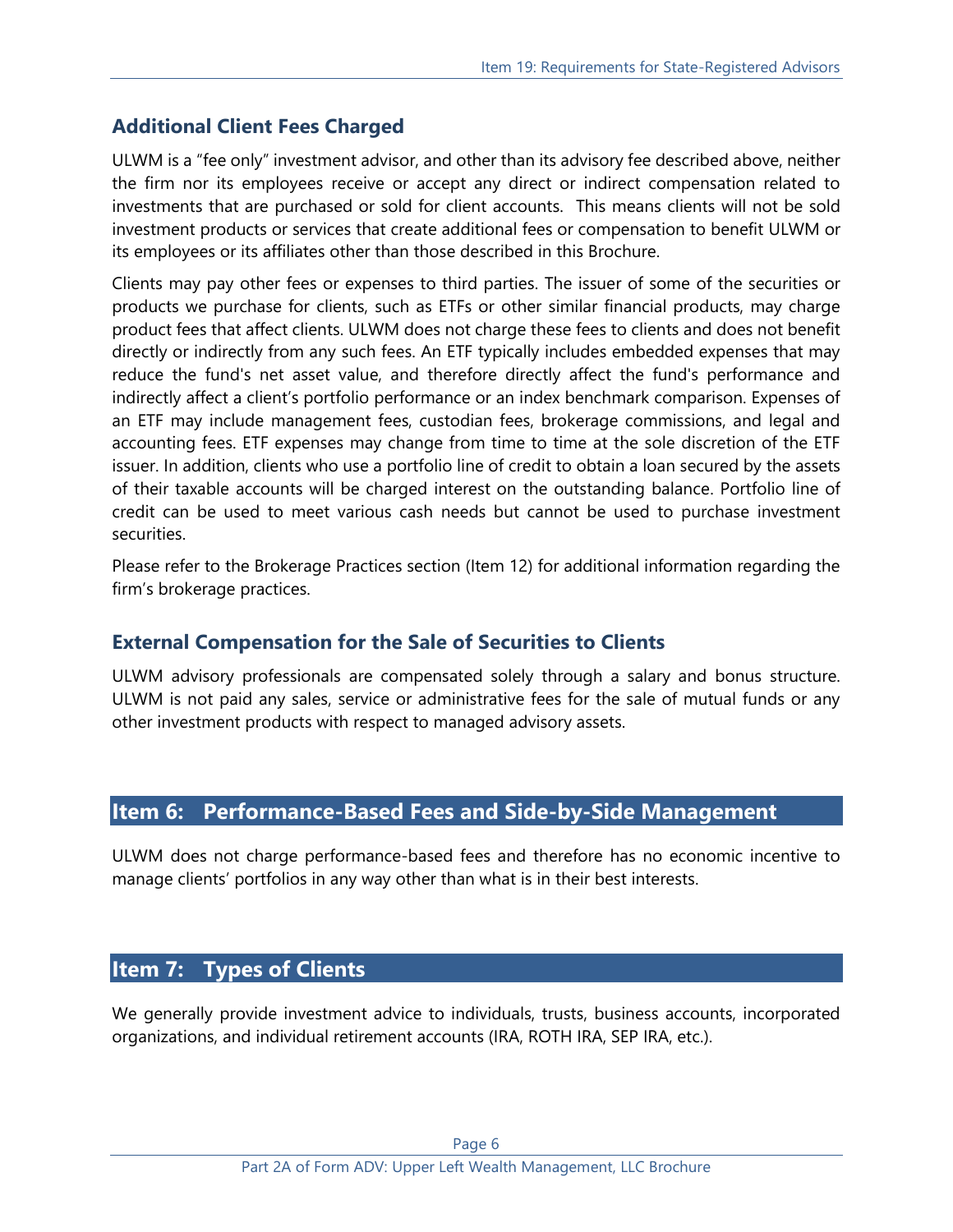### Additional Client Fees Charged

ULWM is a "fee only" investment advisor, and other than its advisory fee described above, neither the firm nor its employees receive or accept any direct or indirect compensation related to investments that are purchased or sold for client accounts. This means clients will not be sold investment products or services that create additional fees or compensation to benefit ULWM or its employees or its affiliates other than those described in this Brochure.

Clients may pay other fees or expenses to third parties. The issuer of some of the securities or products we purchase for clients, such as ETFs or other similar financial products, may charge product fees that affect clients. ULWM does not charge these fees to clients and does not benefit directly or indirectly from any such fees. An ETF typically includes embedded expenses that may reduce the fund's net asset value, and therefore directly affect the fund's performance and indirectly affect a client's portfolio performance or an index benchmark comparison. Expenses of an ETF may include management fees, custodian fees, brokerage commissions, and legal and accounting fees. ETF expenses may change from time to time at the sole discretion of the ETF issuer. In addition, clients who use a portfolio line of credit to obtain a loan secured by the assets of their taxable accounts will be charged interest on the outstanding balance. Portfolio line of credit can be used to meet various cash needs but cannot be used to purchase investment securities.

Please refer to the Brokerage Practices section (Item 12) for additional information regarding the firm's brokerage practices.

### External Compensation for the Sale of Securities to Clients

ULWM advisory professionals are compensated solely through a salary and bonus structure. ULWM is not paid any sales, service or administrative fees for the sale of mutual funds or any other investment products with respect to managed advisory assets.

## Item 6: Performance-Based Fees and Side-by-Side Management

ULWM does not charge performance-based fees and therefore has no economic incentive to manage clients' portfolios in any way other than what is in their best interests.

## Item 7: Types of Clients

We generally provide investment advice to individuals, trusts, business accounts, incorporated organizations, and individual retirement accounts (IRA, ROTH IRA, SEP IRA, etc.).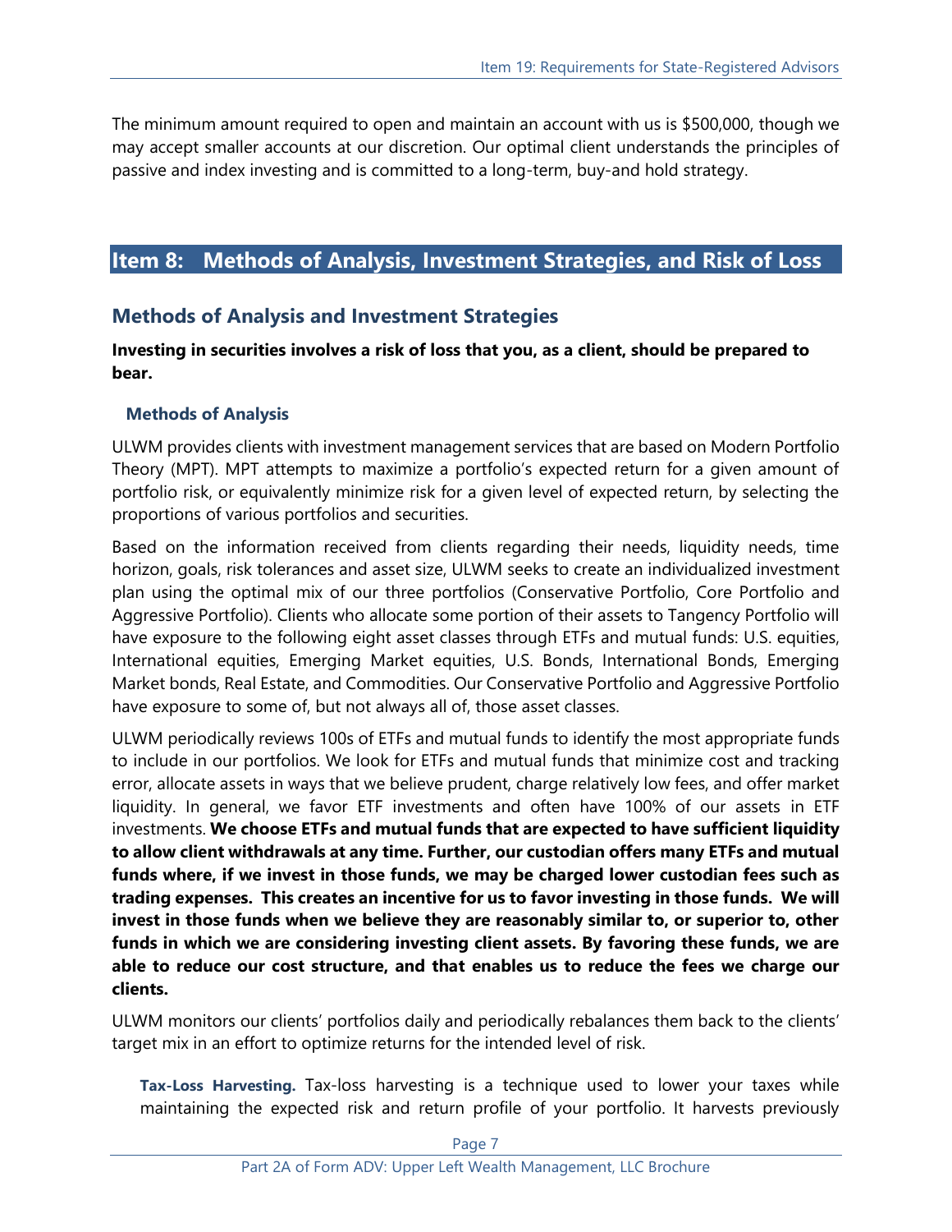The minimum amount required to open and maintain an account with us is $500,000, though we may accept smaller accounts at our discretion. Our optimal client understands the principles of passive and index investing and is committed to a long-term, buy-and hold strategy.

## Item 8: Methods of Analysis, Investment Strategies, and Risk of Loss

### Methods of Analysis and Investment Strategies

**Investing in securities involves a risk of loss that you, as a client, should be prepared to bear.**

#### Methods of Analysis

ULWM provides clients with investment management services that are based on Modern Portfolio Theory (MPT). MPT attempts to maximize a portfolio's expected return for a given amount of portfolio risk, or equivalently minimize risk for a given level of expected return, by selecting the proportions of various portfolios and securities.

Based on the information received from clients regarding their needs, liquidity needs, time horizon, goals, risk tolerances and asset size, ULWM seeks to create an individualized investment plan using the optimal mix of our three portfolios (Conservative Portfolio, Core Portfolio and Aggressive Portfolio). Clients who allocate some portion of their assets to Tangency Portfolio will have exposure to the following eight asset classes through ETFs and mutual funds: U.S. equities, International equities, Emerging Market equities, U.S. Bonds, International Bonds, Emerging Market bonds, Real Estate, and Commodities. Our Conservative Portfolio and Aggressive Portfolio have exposure to some of, but not always all of, those asset classes.

ULWM periodically reviews 100s of ETFs and mutual funds to identify the most appropriate funds to include in our portfolios. We look for ETFs and mutual funds that minimize cost and tracking error, allocate assets in ways that we believe prudent, charge relatively low fees, and offer market liquidity. In general, we favor ETF investments and often have 100% of our assets in ETF investments. **We choose ETFs and mutual funds that are expected to have sufficient liquidity to allow client withdrawals at any time. Further, our custodian offers many ETFs and mutual funds where, if we invest in those funds, we may be charged lower custodian fees such as trading expenses. This creates an incentive for us to favor investing in those funds. We will invest in those funds when we believe they are reasonably similar to, or superior to, other funds in which we are considering investing client assets. By favoring these funds, we are able to reduce our cost structure, and that enables us to reduce the fees we charge our clients.**

ULWM monitors our clients' portfolios daily and periodically rebalances them back to the clients' target mix in an effort to optimize returns for the intended level of risk.

**Tax-Loss Harvesting.** Tax-loss harvesting is a technique used to lower your taxes while maintaining the expected risk and return profile of your portfolio. It harvests previously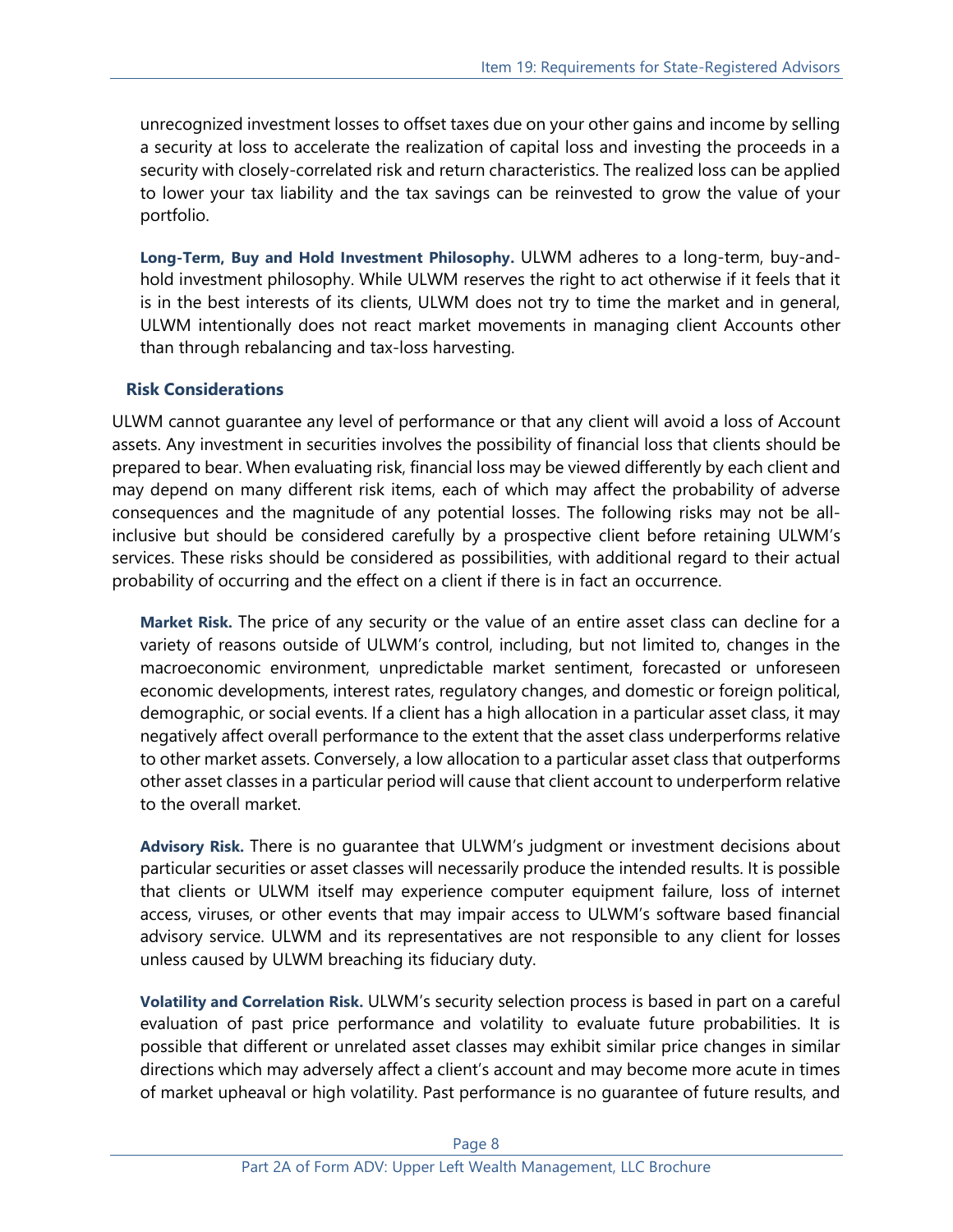unrecognized investment losses to offset taxes due on your other gains and income by selling a security at loss to accelerate the realization of capital loss and investing the proceeds in a security with closely-correlated risk and return characteristics. The realized loss can be applied to lower your tax liability and the tax savings can be reinvested to grow the value of your portfolio.

**Long-Term, Buy and Hold Investment Philosophy.** ULWM adheres to a long-term, buy-and-hold investment philosophy. While ULWM reserves the right to act otherwise if it feels that it is in the best interests of its clients, ULWM does not try to time the market and in general, ULWM intentionally does not react market movements in managing client Accounts other than through rebalancing and tax-loss harvesting.

### Risk Considerations

ULWM cannot guarantee any level of performance or that any client will avoid a loss of Account assets. Any investment in securities involves the possibility of financial loss that clients should be prepared to bear. When evaluating risk, financial loss may be viewed differently by each client and may depend on many different risk items, each of which may affect the probability of adverse consequences and the magnitude of any potential losses. The following risks may not be all-inclusive but should be considered carefully by a prospective client before retaining ULWM's services. These risks should be considered as possibilities, with additional regard to their actual probability of occurring and the effect on a client if there is in fact an occurrence.

**Market Risk.** The price of any security or the value of an entire asset class can decline for a variety of reasons outside of ULWM's control, including, but not limited to, changes in the macroeconomic environment, unpredictable market sentiment, forecasted or unforeseen economic developments, interest rates, regulatory changes, and domestic or foreign political, demographic, or social events. If a client has a high allocation in a particular asset class, it may negatively affect overall performance to the extent that the asset class underperforms relative to other market assets. Conversely, a low allocation to a particular asset class that outperforms other asset classes in a particular period will cause that client account to underperform relative to the overall market.

**Advisory Risk.** There is no guarantee that ULWM's judgment or investment decisions about particular securities or asset classes will necessarily produce the intended results. It is possible that clients or ULWM itself may experience computer equipment failure, loss of internet access, viruses, or other events that may impair access to ULWM's software based financial advisory service. ULWM and its representatives are not responsible to any client for losses unless caused by ULWM breaching its fiduciary duty.

**Volatility and Correlation Risk.** ULWM's security selection process is based in part on a careful evaluation of past price performance and volatility to evaluate future probabilities. It is possible that different or unrelated asset classes may exhibit similar price changes in similar directions which may adversely affect a client's account and may become more acute in times of market upheaval or high volatility. Past performance is no guarantee of future results, and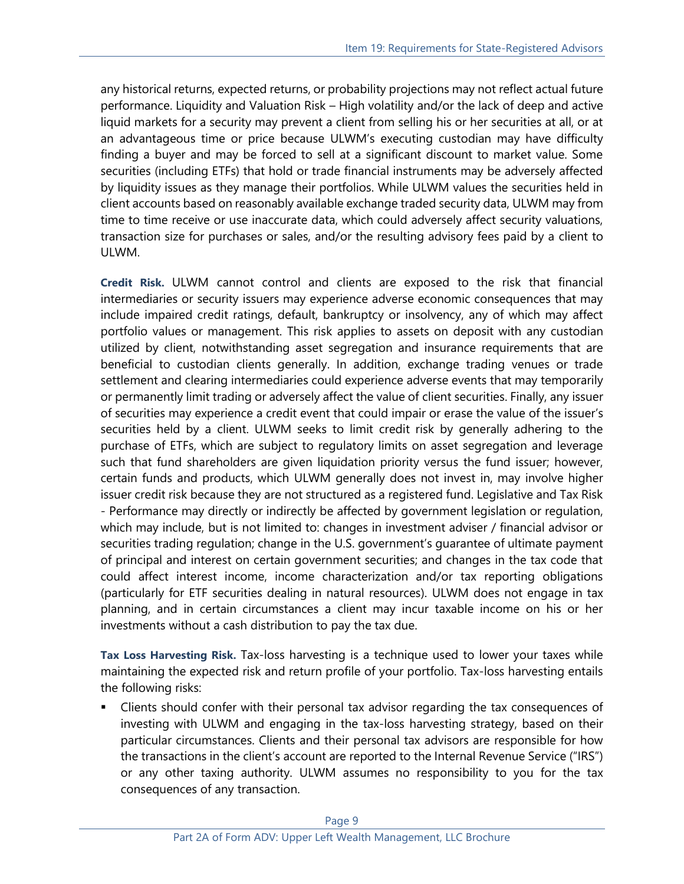any historical returns, expected returns, or probability projections may not reflect actual future performance. Liquidity and Valuation Risk – High volatility and/or the lack of deep and active liquid markets for a security may prevent a client from selling his or her securities at all, or at an advantageous time or price because ULWM's executing custodian may have difficulty finding a buyer and may be forced to sell at a significant discount to market value. Some securities (including ETFs) that hold or trade financial instruments may be adversely affected by liquidity issues as they manage their portfolios. While ULWM values the securities held in client accounts based on reasonably available exchange traded security data, ULWM may from time to time receive or use inaccurate data, which could adversely affect security valuations, transaction size for purchases or sales, and/or the resulting advisory fees paid by a client to ULWM.

**Credit Risk.** ULWM cannot control and clients are exposed to the risk that financial intermediaries or security issuers may experience adverse economic consequences that may include impaired credit ratings, default, bankruptcy or insolvency, any of which may affect portfolio values or management. This risk applies to assets on deposit with any custodian utilized by client, notwithstanding asset segregation and insurance requirements that are beneficial to custodian clients generally. In addition, exchange trading venues or trade settlement and clearing intermediaries could experience adverse events that may temporarily or permanently limit trading or adversely affect the value of client securities. Finally, any issuer of securities may experience a credit event that could impair or erase the value of the issuer's securities held by a client. ULWM seeks to limit credit risk by generally adhering to the purchase of ETFs, which are subject to regulatory limits on asset segregation and leverage such that fund shareholders are given liquidation priority versus the fund issuer; however, certain funds and products, which ULWM generally does not invest in, may involve higher issuer credit risk because they are not structured as a registered fund. Legislative and Tax Risk - Performance may directly or indirectly be affected by government legislation or regulation, which may include, but is not limited to: changes in investment adviser / financial advisor or securities trading regulation; change in the U.S. government's guarantee of ultimate payment of principal and interest on certain government securities; and changes in the tax code that could affect interest income, income characterization and/or tax reporting obligations (particularly for ETF securities dealing in natural resources). ULWM does not engage in tax planning, and in certain circumstances a client may incur taxable income on his or her investments without a cash distribution to pay the tax due.

**Tax Loss Harvesting Risk.** Tax-loss harvesting is a technique used to lower your taxes while maintaining the expected risk and return profile of your portfolio. Tax-loss harvesting entails the following risks:

- Clients should confer with their personal tax advisor regarding the tax consequences of investing with ULWM and engaging in the tax-loss harvesting strategy, based on their particular circumstances. Clients and their personal tax advisors are responsible for how the transactions in the client's account are reported to the Internal Revenue Service ("IRS") or any other taxing authority. ULWM assumes no responsibility to you for the tax consequences of any transaction.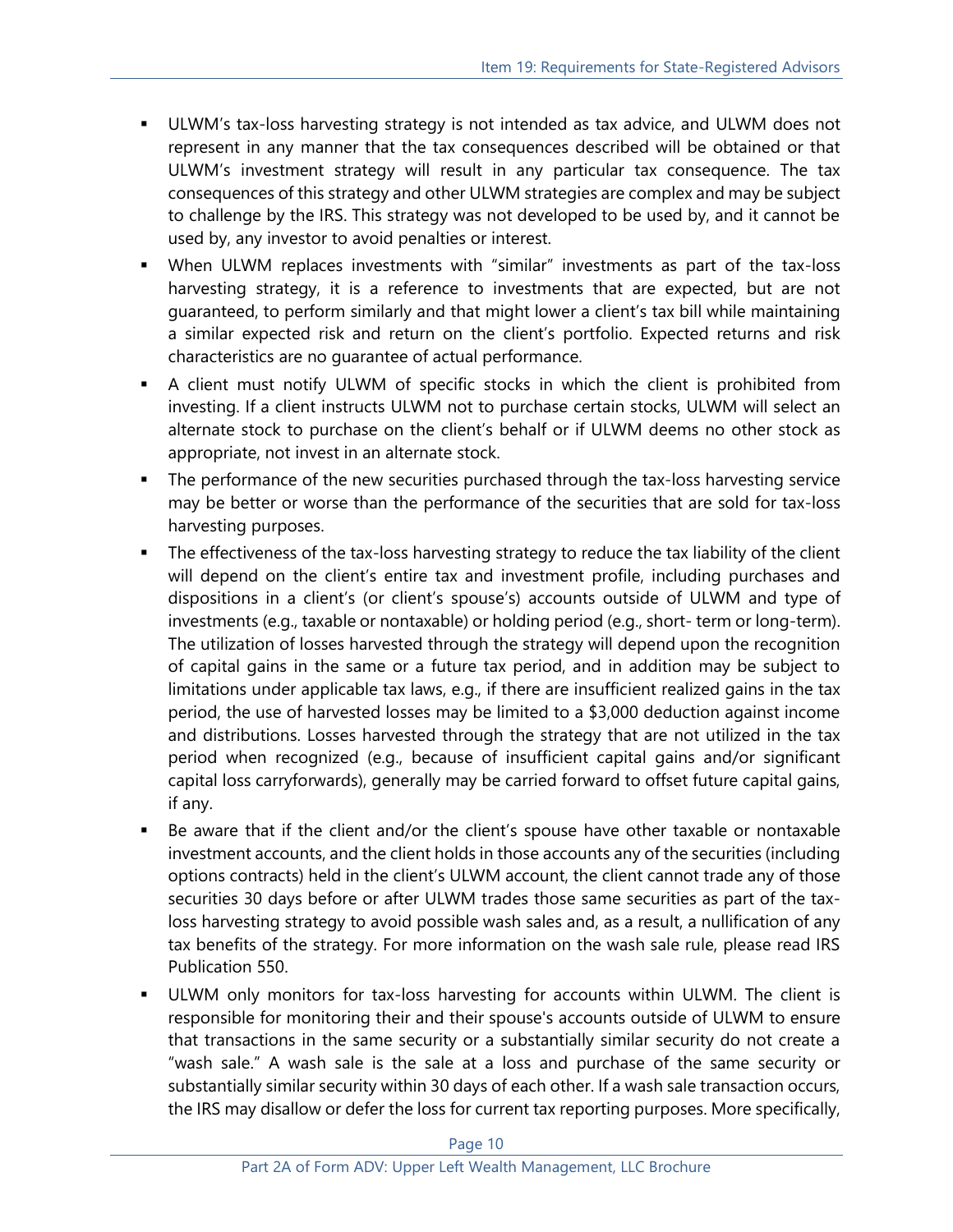- ULWM's tax-loss harvesting strategy is not intended as tax advice, and ULWM does not represent in any manner that the tax consequences described will be obtained or that ULWM's investment strategy will result in any particular tax consequence. The tax consequences of this strategy and other ULWM strategies are complex and may be subject to challenge by the IRS. This strategy was not developed to be used by, and it cannot be used by, any investor to avoid penalties or interest.
- When ULWM replaces investments with "similar" investments as part of the tax-loss harvesting strategy, it is a reference to investments that are expected, but are not guaranteed, to perform similarly and that might lower a client's tax bill while maintaining a similar expected risk and return on the client's portfolio. Expected returns and risk characteristics are no guarantee of actual performance.
- A client must notify ULWM of specific stocks in which the client is prohibited from investing. If a client instructs ULWM not to purchase certain stocks, ULWM will select an alternate stock to purchase on the client's behalf or if ULWM deems no other stock as appropriate, not invest in an alternate stock.
- The performance of the new securities purchased through the tax-loss harvesting service may be better or worse than the performance of the securities that are sold for tax-loss harvesting purposes.
- The effectiveness of the tax-loss harvesting strategy to reduce the tax liability of the client will depend on the client's entire tax and investment profile, including purchases and dispositions in a client's (or client's spouse's) accounts outside of ULWM and type of investments (e.g., taxable or nontaxable) or holding period (e.g., short- term or long-term). The utilization of losses harvested through the strategy will depend upon the recognition of capital gains in the same or a future tax period, and in addition may be subject to limitations under applicable tax laws, e.g., if there are insufficient realized gains in the tax period, the use of harvested losses may be limited to a $3,000 deduction against income and distributions. Losses harvested through the strategy that are not utilized in the tax period when recognized (e.g., because of insufficient capital gains and/or significant capital loss carryforwards), generally may be carried forward to offset future capital gains, if any.
- Be aware that if the client and/or the client's spouse have other taxable or nontaxable investment accounts, and the client holds in those accounts any of the securities (including options contracts) held in the client's ULWM account, the client cannot trade any of those securities 30 days before or after ULWM trades those same securities as part of the tax-loss harvesting strategy to avoid possible wash sales and, as a result, a nullification of any tax benefits of the strategy. For more information on the wash sale rule, please read IRS Publication 550.
- ULWM only monitors for tax-loss harvesting for accounts within ULWM. The client is responsible for monitoring their and their spouse's accounts outside of ULWM to ensure that transactions in the same security or a substantially similar security do not create a "wash sale." A wash sale is the sale at a loss and purchase of the same security or substantially similar security within 30 days of each other. If a wash sale transaction occurs, the IRS may disallow or defer the loss for current tax reporting purposes. More specifically,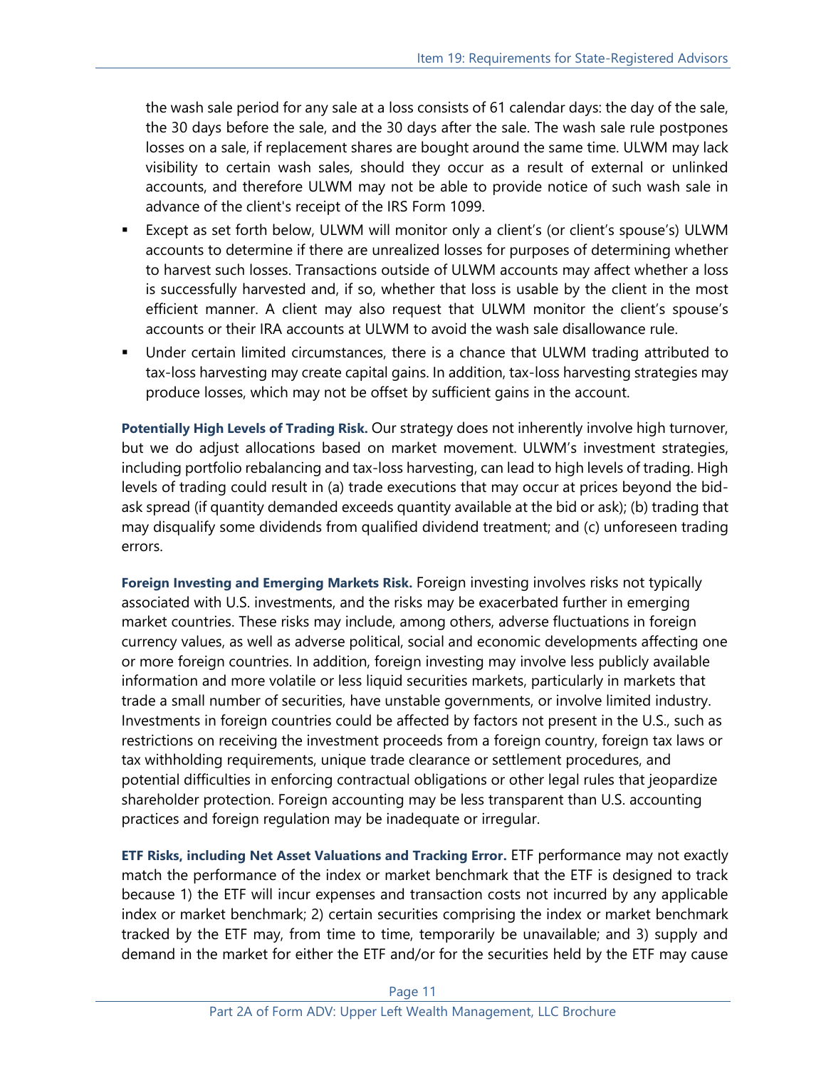the wash sale period for any sale at a loss consists of 61 calendar days: the day of the sale, the 30 days before the sale, and the 30 days after the sale. The wash sale rule postpones losses on a sale, if replacement shares are bought around the same time. ULWM may lack visibility to certain wash sales, should they occur as a result of external or unlinked accounts, and therefore ULWM may not be able to provide notice of such wash sale in advance of the client's receipt of the IRS Form 1099.

- Except as set forth below, ULWM will monitor only a client's (or client's spouse's) ULWM accounts to determine if there are unrealized losses for purposes of determining whether to harvest such losses. Transactions outside of ULWM accounts may affect whether a loss is successfully harvested and, if so, whether that loss is usable by the client in the most efficient manner. A client may also request that ULWM monitor the client's spouse's accounts or their IRA accounts at ULWM to avoid the wash sale disallowance rule.
- Under certain limited circumstances, there is a chance that ULWM trading attributed to tax-loss harvesting may create capital gains. In addition, tax-loss harvesting strategies may produce losses, which may not be offset by sufficient gains in the account.

**Potentially High Levels of Trading Risk.** Our strategy does not inherently involve high turnover, but we do adjust allocations based on market movement. ULWM's investment strategies, including portfolio rebalancing and tax-loss harvesting, can lead to high levels of trading. High levels of trading could result in (a) trade executions that may occur at prices beyond the bid-ask spread (if quantity demanded exceeds quantity available at the bid or ask); (b) trading that may disqualify some dividends from qualified dividend treatment; and (c) unforeseen trading errors.

**Foreign Investing and Emerging Markets Risk.** Foreign investing involves risks not typically associated with U.S. investments, and the risks may be exacerbated further in emerging market countries. These risks may include, among others, adverse fluctuations in foreign currency values, as well as adverse political, social and economic developments affecting one or more foreign countries. In addition, foreign investing may involve less publicly available information and more volatile or less liquid securities markets, particularly in markets that trade a small number of securities, have unstable governments, or involve limited industry. Investments in foreign countries could be affected by factors not present in the U.S., such as restrictions on receiving the investment proceeds from a foreign country, foreign tax laws or tax withholding requirements, unique trade clearance or settlement procedures, and potential difficulties in enforcing contractual obligations or other legal rules that jeopardize shareholder protection. Foreign accounting may be less transparent than U.S. accounting practices and foreign regulation may be inadequate or irregular.

**ETF Risks, including Net Asset Valuations and Tracking Error.** ETF performance may not exactly match the performance of the index or market benchmark that the ETF is designed to track because 1) the ETF will incur expenses and transaction costs not incurred by any applicable index or market benchmark; 2) certain securities comprising the index or market benchmark tracked by the ETF may, from time to time, temporarily be unavailable; and 3) supply and demand in the market for either the ETF and/or for the securities held by the ETF may cause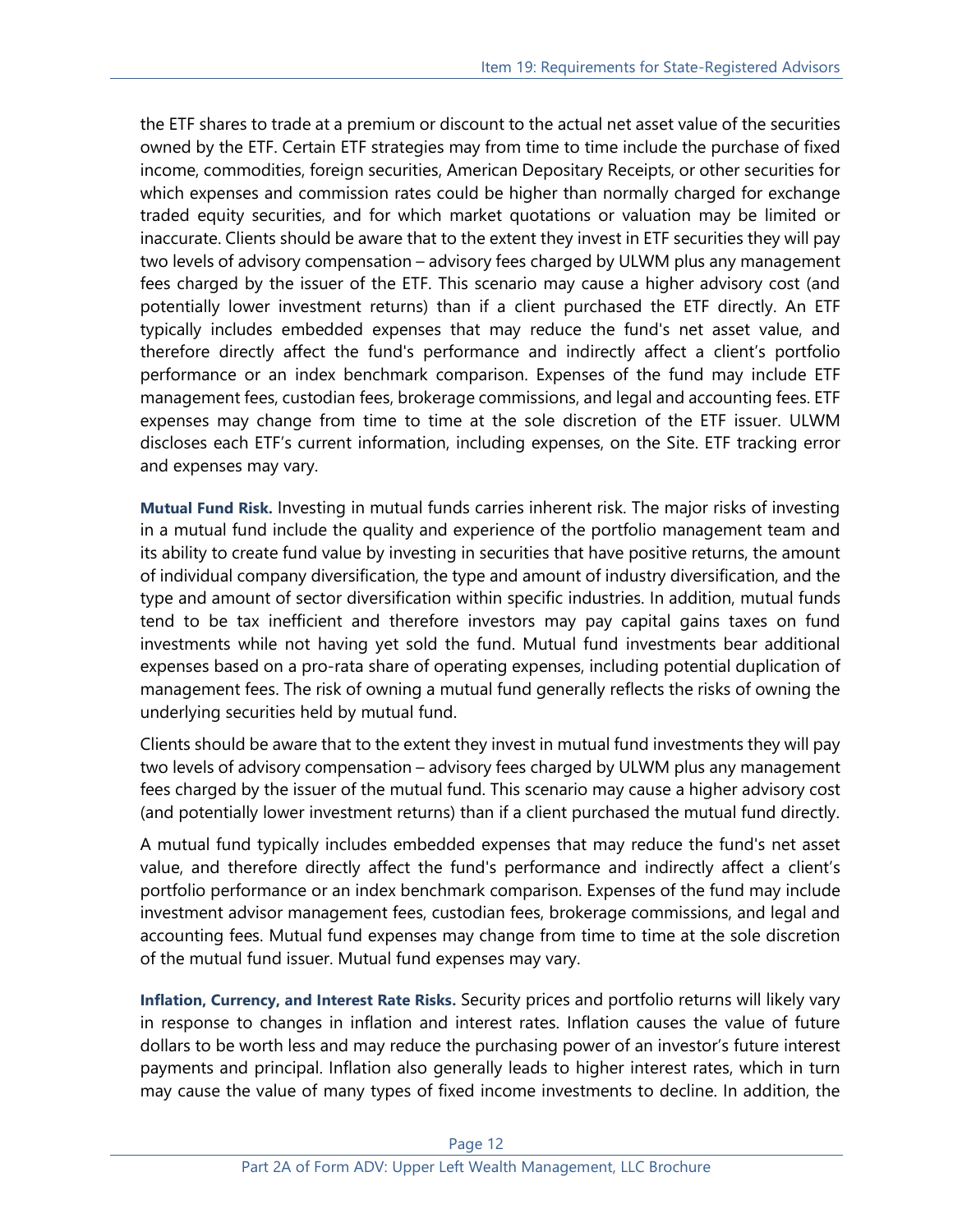the ETF shares to trade at a premium or discount to the actual net asset value of the securities owned by the ETF. Certain ETF strategies may from time to time include the purchase of fixed income, commodities, foreign securities, American Depositary Receipts, or other securities for which expenses and commission rates could be higher than normally charged for exchange traded equity securities, and for which market quotations or valuation may be limited or inaccurate. Clients should be aware that to the extent they invest in ETF securities they will pay two levels of advisory compensation – advisory fees charged by ULWM plus any management fees charged by the issuer of the ETF. This scenario may cause a higher advisory cost (and potentially lower investment returns) than if a client purchased the ETF directly. An ETF typically includes embedded expenses that may reduce the fund's net asset value, and therefore directly affect the fund's performance and indirectly affect a client's portfolio performance or an index benchmark comparison. Expenses of the fund may include ETF management fees, custodian fees, brokerage commissions, and legal and accounting fees. ETF expenses may change from time to time at the sole discretion of the ETF issuer. ULWM discloses each ETF's current information, including expenses, on the Site. ETF tracking error and expenses may vary.

**Mutual Fund Risk.** Investing in mutual funds carries inherent risk. The major risks of investing in a mutual fund include the quality and experience of the portfolio management team and its ability to create fund value by investing in securities that have positive returns, the amount of individual company diversification, the type and amount of industry diversification, and the type and amount of sector diversification within specific industries. In addition, mutual funds tend to be tax inefficient and therefore investors may pay capital gains taxes on fund investments while not having yet sold the fund. Mutual fund investments bear additional expenses based on a pro-rata share of operating expenses, including potential duplication of management fees. The risk of owning a mutual fund generally reflects the risks of owning the underlying securities held by mutual fund.

Clients should be aware that to the extent they invest in mutual fund investments they will pay two levels of advisory compensation – advisory fees charged by ULWM plus any management fees charged by the issuer of the mutual fund. This scenario may cause a higher advisory cost (and potentially lower investment returns) than if a client purchased the mutual fund directly.

A mutual fund typically includes embedded expenses that may reduce the fund's net asset value, and therefore directly affect the fund's performance and indirectly affect a client's portfolio performance or an index benchmark comparison. Expenses of the fund may include investment advisor management fees, custodian fees, brokerage commissions, and legal and accounting fees. Mutual fund expenses may change from time to time at the sole discretion of the mutual fund issuer. Mutual fund expenses may vary.

**Inflation, Currency, and Interest Rate Risks.** Security prices and portfolio returns will likely vary in response to changes in inflation and interest rates. Inflation causes the value of future dollars to be worth less and may reduce the purchasing power of an investor's future interest payments and principal. Inflation also generally leads to higher interest rates, which in turn may cause the value of many types of fixed income investments to decline. In addition, the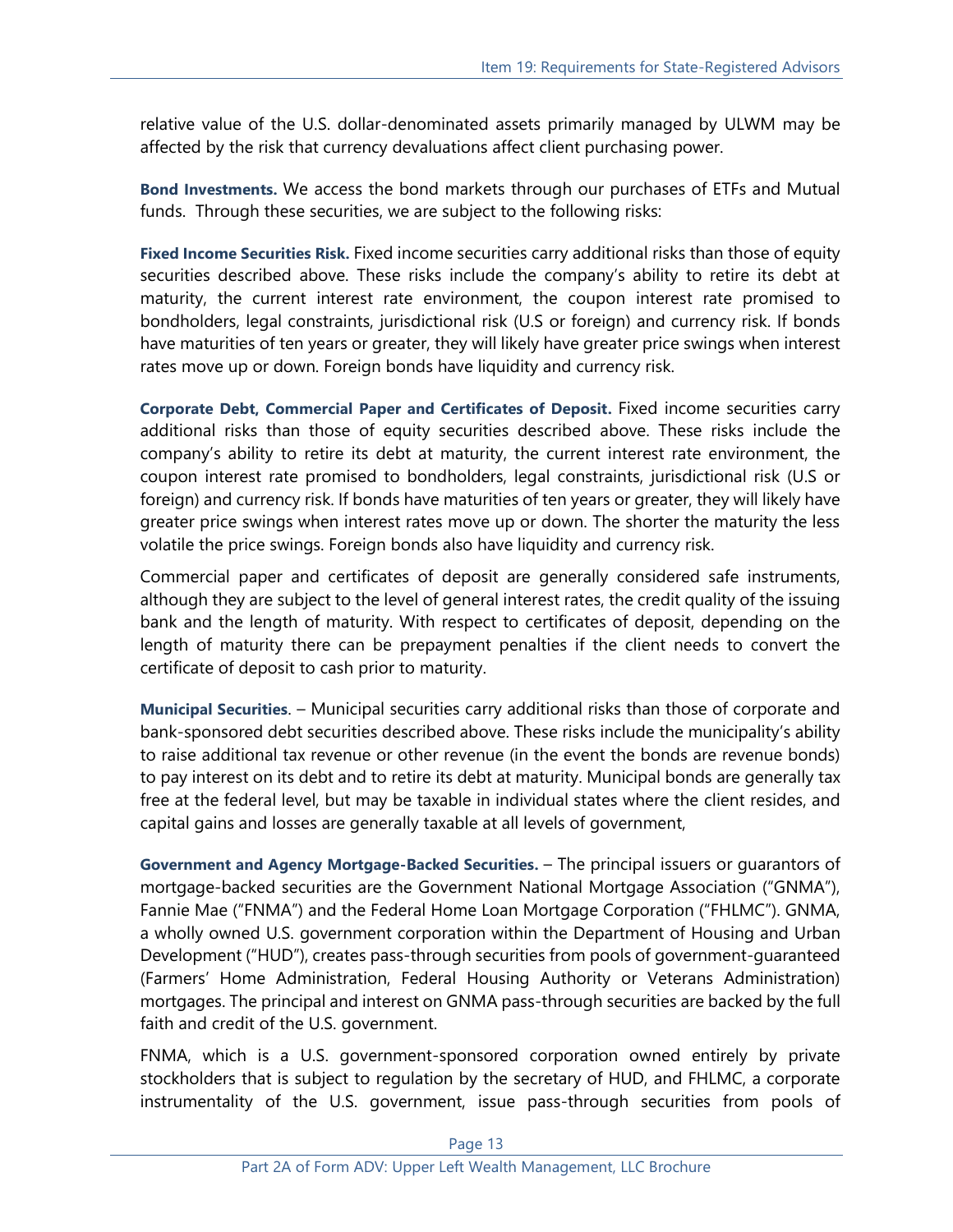relative value of the U.S. dollar-denominated assets primarily managed by ULWM may be affected by the risk that currency devaluations affect client purchasing power.

**Bond Investments.** We access the bond markets through our purchases of ETFs and Mutual funds. Through these securities, we are subject to the following risks:

**Fixed Income Securities Risk.** Fixed income securities carry additional risks than those of equity securities described above. These risks include the company's ability to retire its debt at maturity, the current interest rate environment, the coupon interest rate promised to bondholders, legal constraints, jurisdictional risk (U.S or foreign) and currency risk. If bonds have maturities of ten years or greater, they will likely have greater price swings when interest rates move up or down. Foreign bonds have liquidity and currency risk.

**Corporate Debt, Commercial Paper and Certificates of Deposit.** Fixed income securities carry additional risks than those of equity securities described above. These risks include the company's ability to retire its debt at maturity, the current interest rate environment, the coupon interest rate promised to bondholders, legal constraints, jurisdictional risk (U.S or foreign) and currency risk. If bonds have maturities of ten years or greater, they will likely have greater price swings when interest rates move up or down. The shorter the maturity the less volatile the price swings. Foreign bonds also have liquidity and currency risk.

Commercial paper and certificates of deposit are generally considered safe instruments, although they are subject to the level of general interest rates, the credit quality of the issuing bank and the length of maturity. With respect to certificates of deposit, depending on the length of maturity there can be prepayment penalties if the client needs to convert the certificate of deposit to cash prior to maturity.

**Municipal Securities**. – Municipal securities carry additional risks than those of corporate and bank-sponsored debt securities described above. These risks include the municipality's ability to raise additional tax revenue or other revenue (in the event the bonds are revenue bonds) to pay interest on its debt and to retire its debt at maturity. Municipal bonds are generally tax free at the federal level, but may be taxable in individual states where the client resides, and capital gains and losses are generally taxable at all levels of government,

**Government and Agency Mortgage-Backed Securities.** – The principal issuers or guarantors of mortgage-backed securities are the Government National Mortgage Association ("GNMA"), Fannie Mae ("FNMA") and the Federal Home Loan Mortgage Corporation ("FHLMC"). GNMA, a wholly owned U.S. government corporation within the Department of Housing and Urban Development ("HUD"), creates pass-through securities from pools of government-guaranteed (Farmers' Home Administration, Federal Housing Authority or Veterans Administration) mortgages. The principal and interest on GNMA pass-through securities are backed by the full faith and credit of the U.S. government.

FNMA, which is a U.S. government-sponsored corporation owned entirely by private stockholders that is subject to regulation by the secretary of HUD, and FHLMC, a corporate instrumentality of the U.S. government, issue pass-through securities from pools of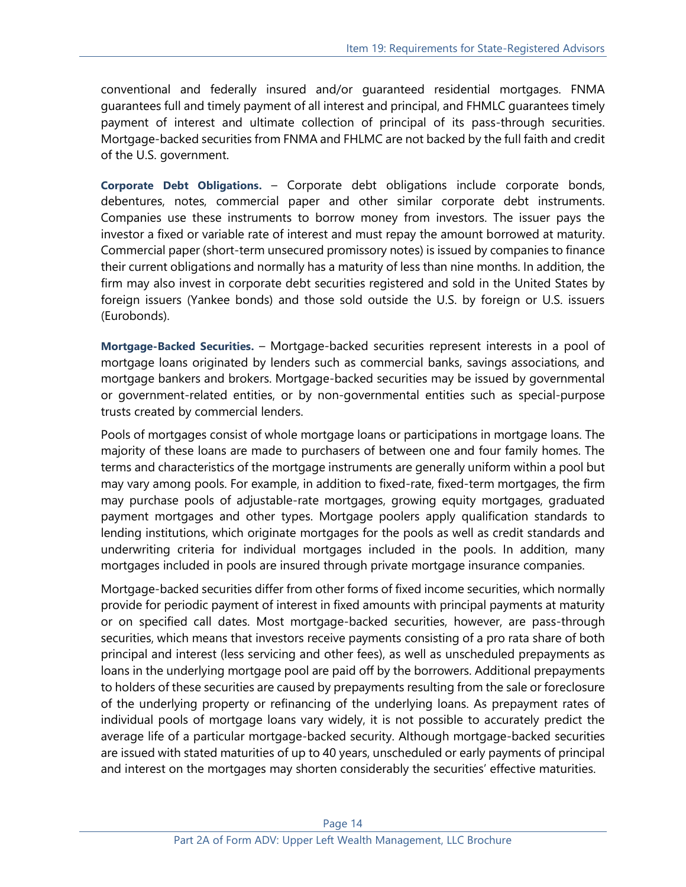conventional and federally insured and/or guaranteed residential mortgages. FNMA guarantees full and timely payment of all interest and principal, and FHMLC guarantees timely payment of interest and ultimate collection of principal of its pass-through securities. Mortgage-backed securities from FNMA and FHLMC are not backed by the full faith and credit of the U.S. government.

**Corporate Debt Obligations.** – Corporate debt obligations include corporate bonds, debentures, notes, commercial paper and other similar corporate debt instruments. Companies use these instruments to borrow money from investors. The issuer pays the investor a fixed or variable rate of interest and must repay the amount borrowed at maturity. Commercial paper (short-term unsecured promissory notes) is issued by companies to finance their current obligations and normally has a maturity of less than nine months. In addition, the firm may also invest in corporate debt securities registered and sold in the United States by foreign issuers (Yankee bonds) and those sold outside the U.S. by foreign or U.S. issuers (Eurobonds).

**Mortgage-Backed Securities.** – Mortgage-backed securities represent interests in a pool of mortgage loans originated by lenders such as commercial banks, savings associations, and mortgage bankers and brokers. Mortgage-backed securities may be issued by governmental or government-related entities, or by non-governmental entities such as special-purpose trusts created by commercial lenders.

Pools of mortgages consist of whole mortgage loans or participations in mortgage loans. The majority of these loans are made to purchasers of between one and four family homes. The terms and characteristics of the mortgage instruments are generally uniform within a pool but may vary among pools. For example, in addition to fixed-rate, fixed-term mortgages, the firm may purchase pools of adjustable-rate mortgages, growing equity mortgages, graduated payment mortgages and other types. Mortgage poolers apply qualification standards to lending institutions, which originate mortgages for the pools as well as credit standards and underwriting criteria for individual mortgages included in the pools. In addition, many mortgages included in pools are insured through private mortgage insurance companies.

Mortgage-backed securities differ from other forms of fixed income securities, which normally provide for periodic payment of interest in fixed amounts with principal payments at maturity or on specified call dates. Most mortgage-backed securities, however, are pass-through securities, which means that investors receive payments consisting of a pro rata share of both principal and interest (less servicing and other fees), as well as unscheduled prepayments as loans in the underlying mortgage pool are paid off by the borrowers. Additional prepayments to holders of these securities are caused by prepayments resulting from the sale or foreclosure of the underlying property or refinancing of the underlying loans. As prepayment rates of individual pools of mortgage loans vary widely, it is not possible to accurately predict the average life of a particular mortgage-backed security. Although mortgage-backed securities are issued with stated maturities of up to 40 years, unscheduled or early payments of principal and interest on the mortgages may shorten considerably the securities' effective maturities.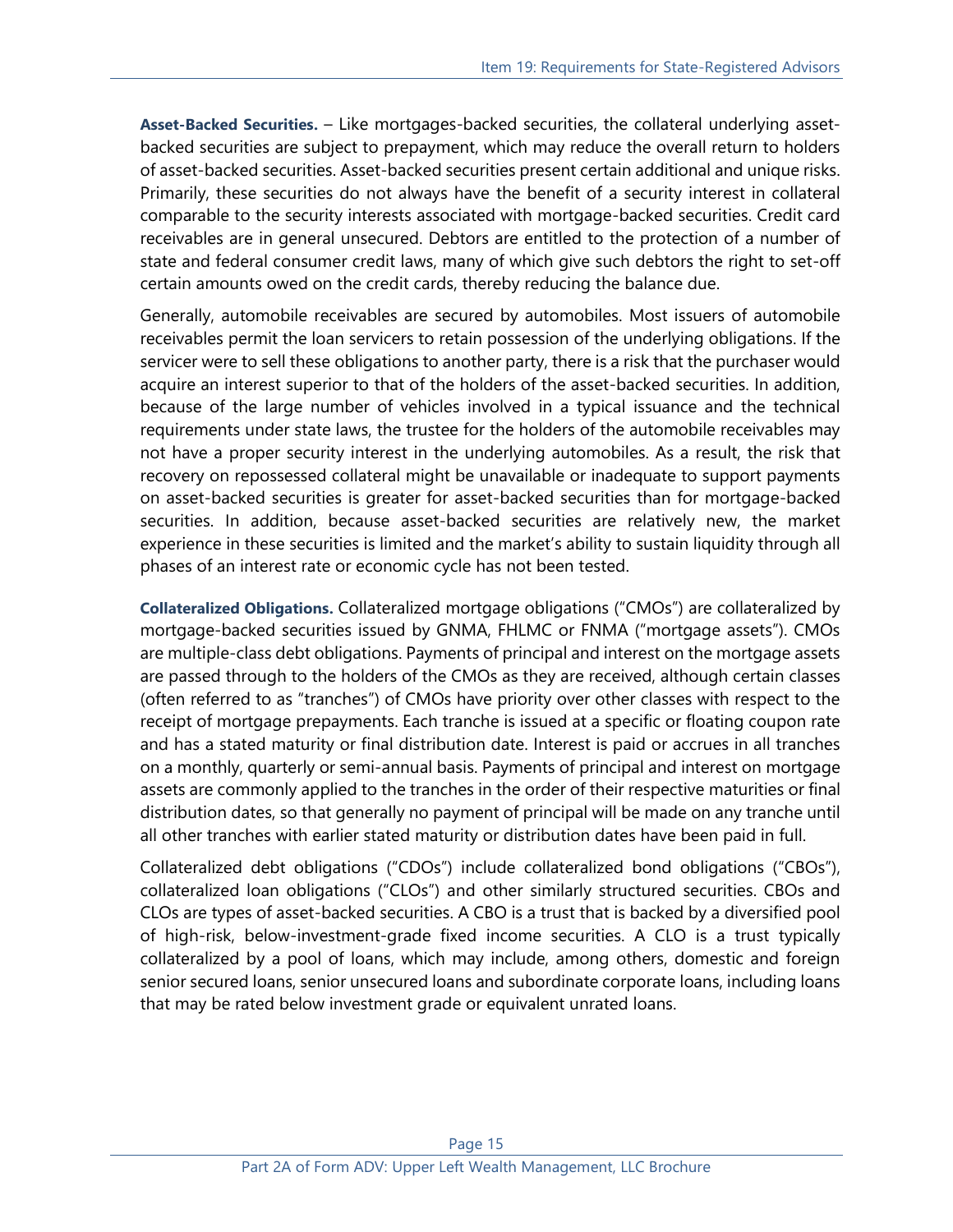**Asset-Backed Securities.** – Like mortgages-backed securities, the collateral underlying asset-backed securities are subject to prepayment, which may reduce the overall return to holders of asset-backed securities. Asset-backed securities present certain additional and unique risks. Primarily, these securities do not always have the benefit of a security interest in collateral comparable to the security interests associated with mortgage-backed securities. Credit card receivables are in general unsecured. Debtors are entitled to the protection of a number of state and federal consumer credit laws, many of which give such debtors the right to set-off certain amounts owed on the credit cards, thereby reducing the balance due.

Generally, automobile receivables are secured by automobiles. Most issuers of automobile receivables permit the loan servicers to retain possession of the underlying obligations. If the servicer were to sell these obligations to another party, there is a risk that the purchaser would acquire an interest superior to that of the holders of the asset-backed securities. In addition, because of the large number of vehicles involved in a typical issuance and the technical requirements under state laws, the trustee for the holders of the automobile receivables may not have a proper security interest in the underlying automobiles. As a result, the risk that recovery on repossessed collateral might be unavailable or inadequate to support payments on asset-backed securities is greater for asset-backed securities than for mortgage-backed securities. In addition, because asset-backed securities are relatively new, the market experience in these securities is limited and the market's ability to sustain liquidity through all phases of an interest rate or economic cycle has not been tested.

**Collateralized Obligations.** Collateralized mortgage obligations ("CMOs") are collateralized by mortgage-backed securities issued by GNMA, FHLMC or FNMA ("mortgage assets"). CMOs are multiple-class debt obligations. Payments of principal and interest on the mortgage assets are passed through to the holders of the CMOs as they are received, although certain classes (often referred to as "tranches") of CMOs have priority over other classes with respect to the receipt of mortgage prepayments. Each tranche is issued at a specific or floating coupon rate and has a stated maturity or final distribution date. Interest is paid or accrues in all tranches on a monthly, quarterly or semi-annual basis. Payments of principal and interest on mortgage assets are commonly applied to the tranches in the order of their respective maturities or final distribution dates, so that generally no payment of principal will be made on any tranche until all other tranches with earlier stated maturity or distribution dates have been paid in full.

Collateralized debt obligations ("CDOs") include collateralized bond obligations ("CBOs"), collateralized loan obligations ("CLOs") and other similarly structured securities. CBOs and CLOs are types of asset-backed securities. A CBO is a trust that is backed by a diversified pool of high-risk, below-investment-grade fixed income securities. A CLO is a trust typically collateralized by a pool of loans, which may include, among others, domestic and foreign senior secured loans, senior unsecured loans and subordinate corporate loans, including loans that may be rated below investment grade or equivalent unrated loans.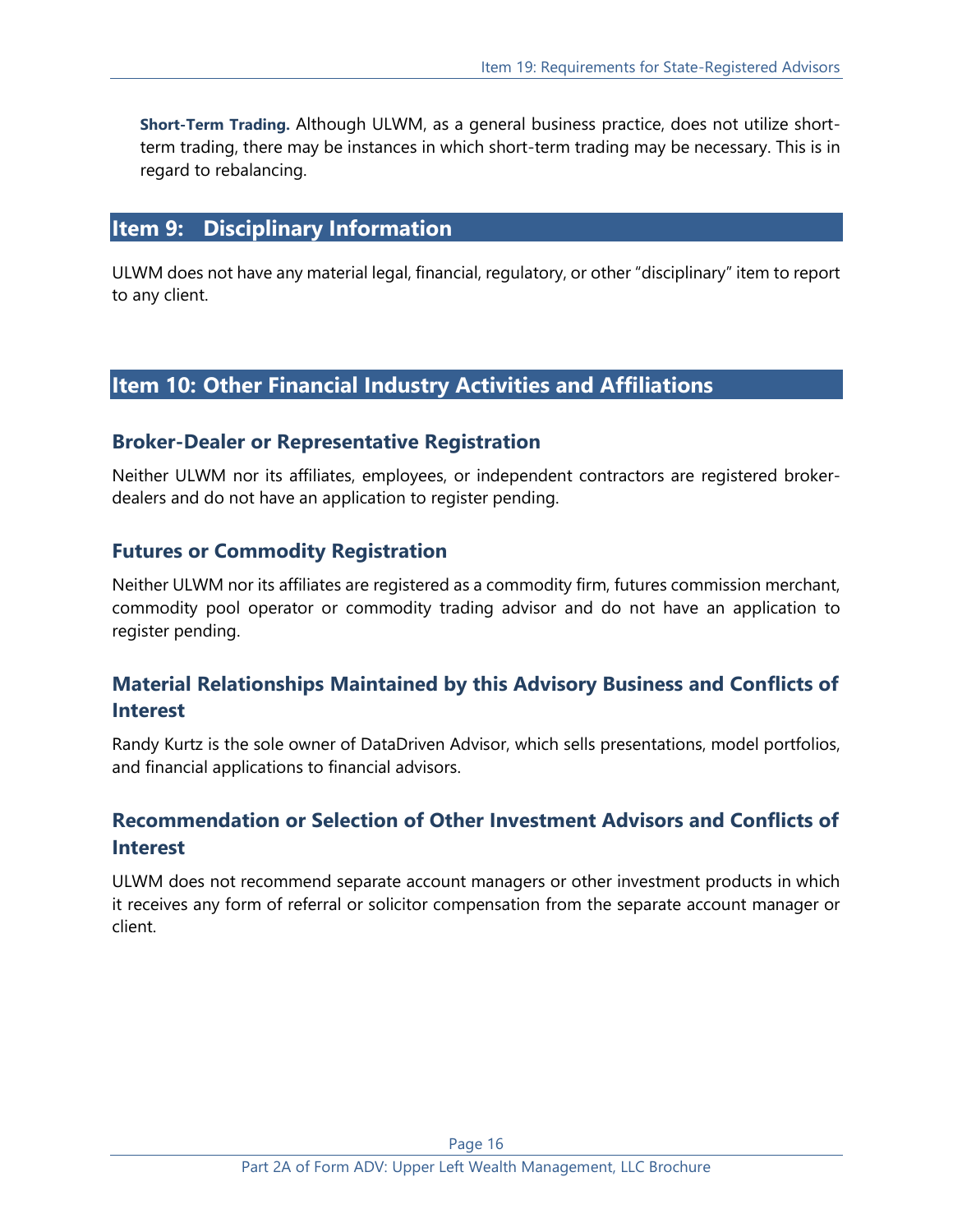**Short-Term Trading.** Although ULWM, as a general business practice, does not utilize short-term trading, there may be instances in which short-term trading may be necessary. This is in regard to rebalancing.

## Item 9: Disciplinary Information

ULWM does not have any material legal, financial, regulatory, or other "disciplinary" item to report to any client.

## Item 10: Other Financial Industry Activities and Affiliations

### Broker-Dealer or Representative Registration

Neither ULWM nor its affiliates, employees, or independent contractors are registered broker-dealers and do not have an application to register pending.

### Futures or Commodity Registration

Neither ULWM nor its affiliates are registered as a commodity firm, futures commission merchant, commodity pool operator or commodity trading advisor and do not have an application to register pending.

### Material Relationships Maintained by this Advisory Business and Conflicts of Interest

Randy Kurtz is the sole owner of DataDriven Advisor, which sells presentations, model portfolios, and financial applications to financial advisors.

### Recommendation or Selection of Other Investment Advisors and Conflicts of Interest

ULWM does not recommend separate account managers or other investment products in which it receives any form of referral or solicitor compensation from the separate account manager or client.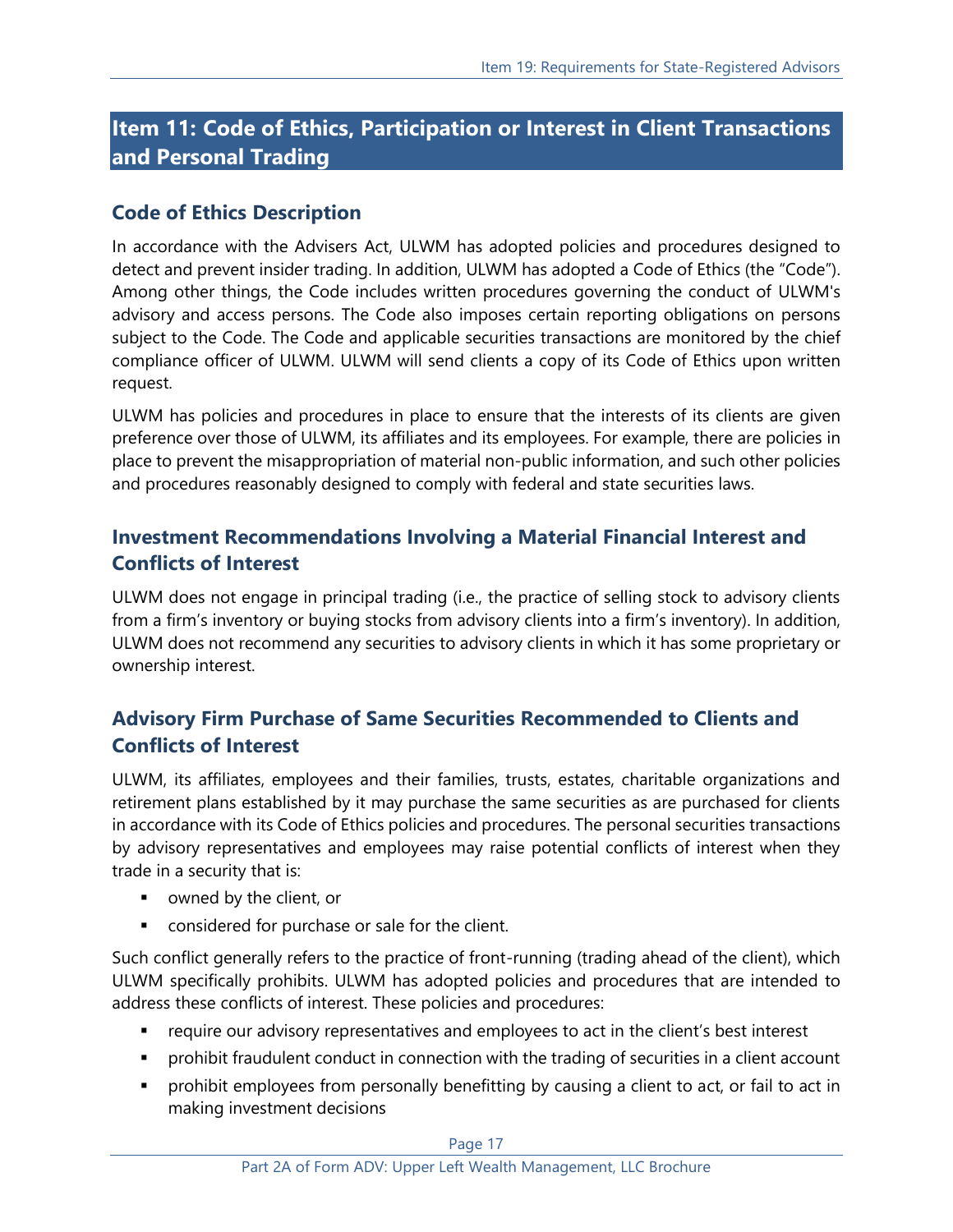## Item 11: Code of Ethics, Participation or Interest in Client Transactions and Personal Trading

### Code of Ethics Description

In accordance with the Advisers Act, ULWM has adopted policies and procedures designed to detect and prevent insider trading. In addition, ULWM has adopted a Code of Ethics (the "Code"). Among other things, the Code includes written procedures governing the conduct of ULWM's advisory and access persons. The Code also imposes certain reporting obligations on persons subject to the Code. The Code and applicable securities transactions are monitored by the chief compliance officer of ULWM. ULWM will send clients a copy of its Code of Ethics upon written request.

ULWM has policies and procedures in place to ensure that the interests of its clients are given preference over those of ULWM, its affiliates and its employees. For example, there are policies in place to prevent the misappropriation of material non-public information, and such other policies and procedures reasonably designed to comply with federal and state securities laws.

### Investment Recommendations Involving a Material Financial Interest and Conflicts of Interest

ULWM does not engage in principal trading (i.e., the practice of selling stock to advisory clients from a firm's inventory or buying stocks from advisory clients into a firm's inventory). In addition, ULWM does not recommend any securities to advisory clients in which it has some proprietary or ownership interest.

### Advisory Firm Purchase of Same Securities Recommended to Clients and Conflicts of Interest

ULWM, its affiliates, employees and their families, trusts, estates, charitable organizations and retirement plans established by it may purchase the same securities as are purchased for clients in accordance with its Code of Ethics policies and procedures. The personal securities transactions by advisory representatives and employees may raise potential conflicts of interest when they trade in a security that is:

- owned by the client, or
- considered for purchase or sale for the client.

Such conflict generally refers to the practice of front-running (trading ahead of the client), which ULWM specifically prohibits. ULWM has adopted policies and procedures that are intended to address these conflicts of interest. These policies and procedures:

- require our advisory representatives and employees to act in the client's best interest
- prohibit fraudulent conduct in connection with the trading of securities in a client account
- prohibit employees from personally benefitting by causing a client to act, or fail to act in making investment decisions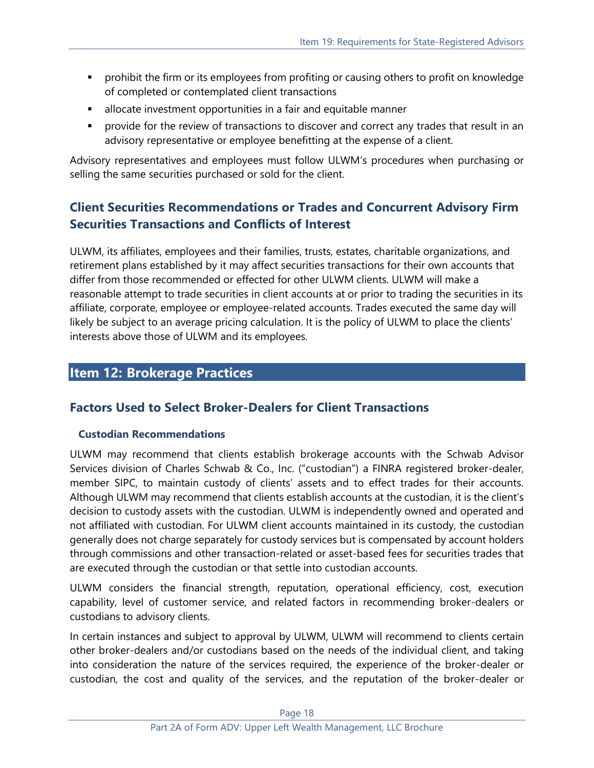- prohibit the firm or its employees from profiting or causing others to profit on knowledge of completed or contemplated client transactions
- allocate investment opportunities in a fair and equitable manner
- provide for the review of transactions to discover and correct any trades that result in an advisory representative or employee benefitting at the expense of a client.

Advisory representatives and employees must follow ULWM's procedures when purchasing or selling the same securities purchased or sold for the client.

## Client Securities Recommendations or Trades and Concurrent Advisory Firm Securities Transactions and Conflicts of Interest

ULWM, its affiliates, employees and their families, trusts, estates, charitable organizations, and retirement plans established by it may affect securities transactions for their own accounts that differ from those recommended or effected for other ULWM clients. ULWM will make a reasonable attempt to trade securities in client accounts at or prior to trading the securities in its affiliate, corporate, employee or employee-related accounts. Trades executed the same day will likely be subject to an average pricing calculation. It is the policy of ULWM to place the clients' interests above those of ULWM and its employees.

# Item 12: Brokerage Practices

## Factors Used to Select Broker-Dealers for Client Transactions

### Custodian Recommendations

ULWM may recommend that clients establish brokerage accounts with the Schwab Advisor Services division of Charles Schwab & Co., Inc. ("custodian") a FINRA registered broker-dealer, member SIPC, to maintain custody of clients' assets and to effect trades for their accounts. Although ULWM may recommend that clients establish accounts at the custodian, it is the client's decision to custody assets with the custodian. ULWM is independently owned and operated and not affiliated with custodian. For ULWM client accounts maintained in its custody, the custodian generally does not charge separately for custody services but is compensated by account holders through commissions and other transaction-related or asset-based fees for securities trades that are executed through the custodian or that settle into custodian accounts.

ULWM considers the financial strength, reputation, operational efficiency, cost, execution capability, level of customer service, and related factors in recommending broker-dealers or custodians to advisory clients.

In certain instances and subject to approval by ULWM, ULWM will recommend to clients certain other broker-dealers and/or custodians based on the needs of the individual client, and taking into consideration the nature of the services required, the experience of the broker-dealer or custodian, the cost and quality of the services, and the reputation of the broker-dealer or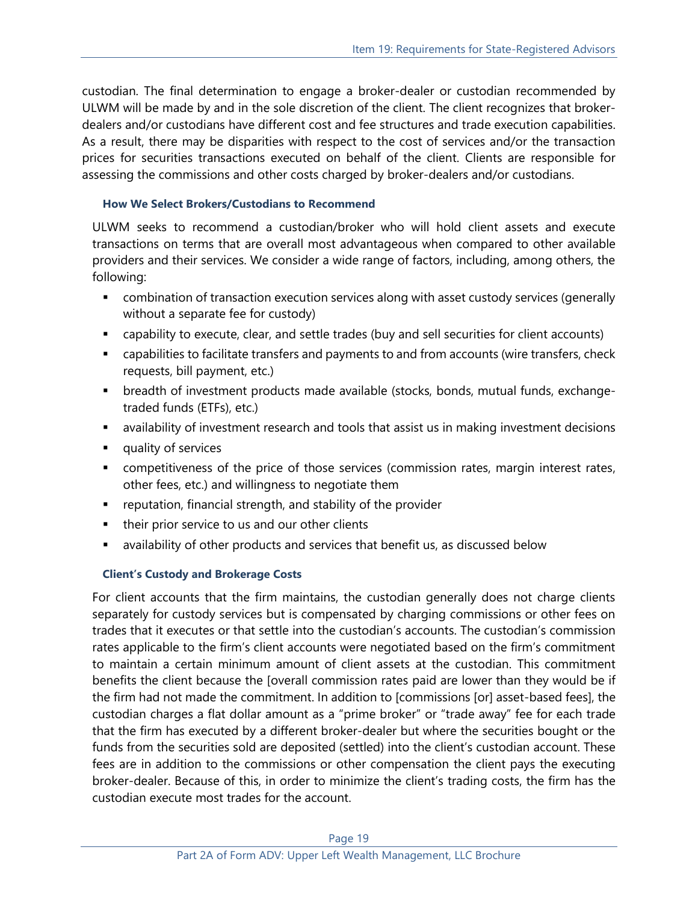custodian. The final determination to engage a broker-dealer or custodian recommended by ULWM will be made by and in the sole discretion of the client. The client recognizes that broker-dealers and/or custodians have different cost and fee structures and trade execution capabilities. As a result, there may be disparities with respect to the cost of services and/or the transaction prices for securities transactions executed on behalf of the client. Clients are responsible for assessing the commissions and other costs charged by broker-dealers and/or custodians.

### How We Select Brokers/Custodians to Recommend

ULWM seeks to recommend a custodian/broker who will hold client assets and execute transactions on terms that are overall most advantageous when compared to other available providers and their services. We consider a wide range of factors, including, among others, the following:

- combination of transaction execution services along with asset custody services (generally without a separate fee for custody)
- capability to execute, clear, and settle trades (buy and sell securities for client accounts)
- capabilities to facilitate transfers and payments to and from accounts (wire transfers, check requests, bill payment, etc.)
- breadth of investment products made available (stocks, bonds, mutual funds, exchange-traded funds (ETFs), etc.)
- availability of investment research and tools that assist us in making investment decisions
- quality of services
- competitiveness of the price of those services (commission rates, margin interest rates, other fees, etc.) and willingness to negotiate them
- reputation, financial strength, and stability of the provider
- their prior service to us and our other clients
- availability of other products and services that benefit us, as discussed below

### Client's Custody and Brokerage Costs

For client accounts that the firm maintains, the custodian generally does not charge clients separately for custody services but is compensated by charging commissions or other fees on trades that it executes or that settle into the custodian's accounts. The custodian's commission rates applicable to the firm's client accounts were negotiated based on the firm's commitment to maintain a certain minimum amount of client assets at the custodian. This commitment benefits the client because the [overall commission rates paid are lower than they would be if the firm had not made the commitment. In addition to [commissions [or] asset-based fees], the custodian charges a flat dollar amount as a "prime broker" or "trade away" fee for each trade that the firm has executed by a different broker-dealer but where the securities bought or the funds from the securities sold are deposited (settled) into the client's custodian account. These fees are in addition to the commissions or other compensation the client pays the executing broker-dealer. Because of this, in order to minimize the client's trading costs, the firm has the custodian execute most trades for the account.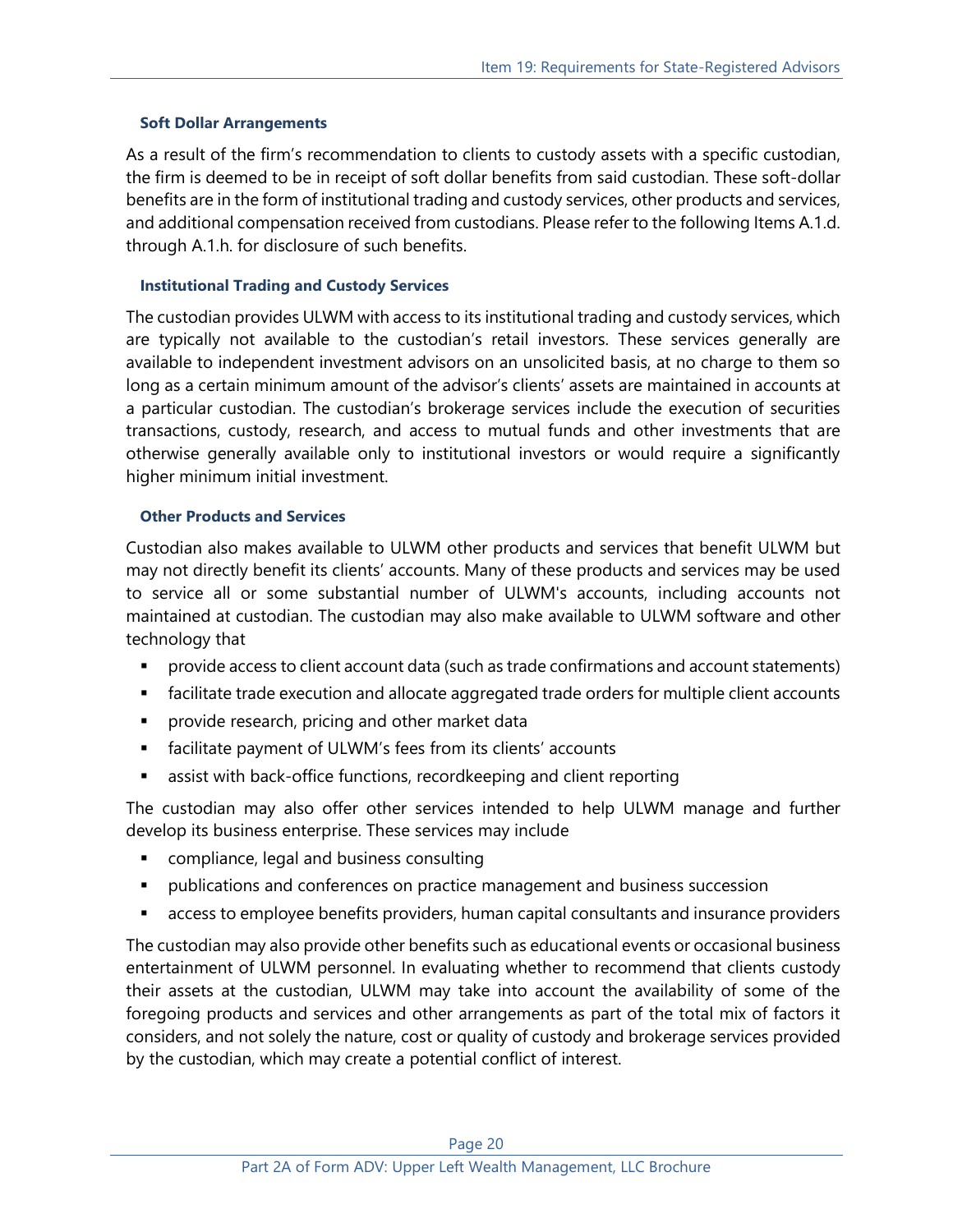#### Soft Dollar Arrangements

As a result of the firm's recommendation to clients to custody assets with a specific custodian, the firm is deemed to be in receipt of soft dollar benefits from said custodian. These soft-dollar benefits are in the form of institutional trading and custody services, other products and services, and additional compensation received from custodians. Please refer to the following Items A.1.d. through A.1.h. for disclosure of such benefits.

#### Institutional Trading and Custody Services

The custodian provides ULWM with access to its institutional trading and custody services, which are typically not available to the custodian's retail investors. These services generally are available to independent investment advisors on an unsolicited basis, at no charge to them so long as a certain minimum amount of the advisor's clients' assets are maintained in accounts at a particular custodian. The custodian's brokerage services include the execution of securities transactions, custody, research, and access to mutual funds and other investments that are otherwise generally available only to institutional investors or would require a significantly higher minimum initial investment.

#### Other Products and Services

Custodian also makes available to ULWM other products and services that benefit ULWM but may not directly benefit its clients' accounts. Many of these products and services may be used to service all or some substantial number of ULWM's accounts, including accounts not maintained at custodian. The custodian may also make available to ULWM software and other technology that

- provide access to client account data (such as trade confirmations and account statements)
- facilitate trade execution and allocate aggregated trade orders for multiple client accounts
- provide research, pricing and other market data
- facilitate payment of ULWM's fees from its clients' accounts
- assist with back-office functions, recordkeeping and client reporting

The custodian may also offer other services intended to help ULWM manage and further develop its business enterprise. These services may include

- compliance, legal and business consulting
- publications and conferences on practice management and business succession
- access to employee benefits providers, human capital consultants and insurance providers

The custodian may also provide other benefits such as educational events or occasional business entertainment of ULWM personnel. In evaluating whether to recommend that clients custody their assets at the custodian, ULWM may take into account the availability of some of the foregoing products and services and other arrangements as part of the total mix of factors it considers, and not solely the nature, cost or quality of custody and brokerage services provided by the custodian, which may create a potential conflict of interest.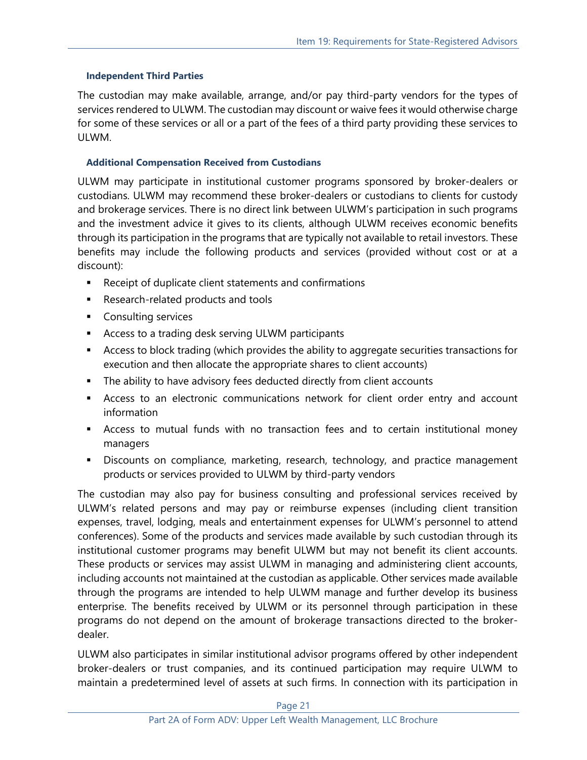### Independent Third Parties

The custodian may make available, arrange, and/or pay third-party vendors for the types of services rendered to ULWM. The custodian may discount or waive fees it would otherwise charge for some of these services or all or a part of the fees of a third party providing these services to ULWM.

### Additional Compensation Received from Custodians

ULWM may participate in institutional customer programs sponsored by broker-dealers or custodians. ULWM may recommend these broker-dealers or custodians to clients for custody and brokerage services. There is no direct link between ULWM's participation in such programs and the investment advice it gives to its clients, although ULWM receives economic benefits through its participation in the programs that are typically not available to retail investors. These benefits may include the following products and services (provided without cost or at a discount):

- Receipt of duplicate client statements and confirmations
- Research-related products and tools
- Consulting services
- Access to a trading desk serving ULWM participants
- Access to block trading (which provides the ability to aggregate securities transactions for execution and then allocate the appropriate shares to client accounts)
- The ability to have advisory fees deducted directly from client accounts
- Access to an electronic communications network for client order entry and account information
- Access to mutual funds with no transaction fees and to certain institutional money managers
- Discounts on compliance, marketing, research, technology, and practice management products or services provided to ULWM by third-party vendors

The custodian may also pay for business consulting and professional services received by ULWM's related persons and may pay or reimburse expenses (including client transition expenses, travel, lodging, meals and entertainment expenses for ULWM's personnel to attend conferences). Some of the products and services made available by such custodian through its institutional customer programs may benefit ULWM but may not benefit its client accounts. These products or services may assist ULWM in managing and administering client accounts, including accounts not maintained at the custodian as applicable. Other services made available through the programs are intended to help ULWM manage and further develop its business enterprise. The benefits received by ULWM or its personnel through participation in these programs do not depend on the amount of brokerage transactions directed to the broker-dealer.

ULWM also participates in similar institutional advisor programs offered by other independent broker-dealers or trust companies, and its continued participation may require ULWM to maintain a predetermined level of assets at such firms. In connection with its participation in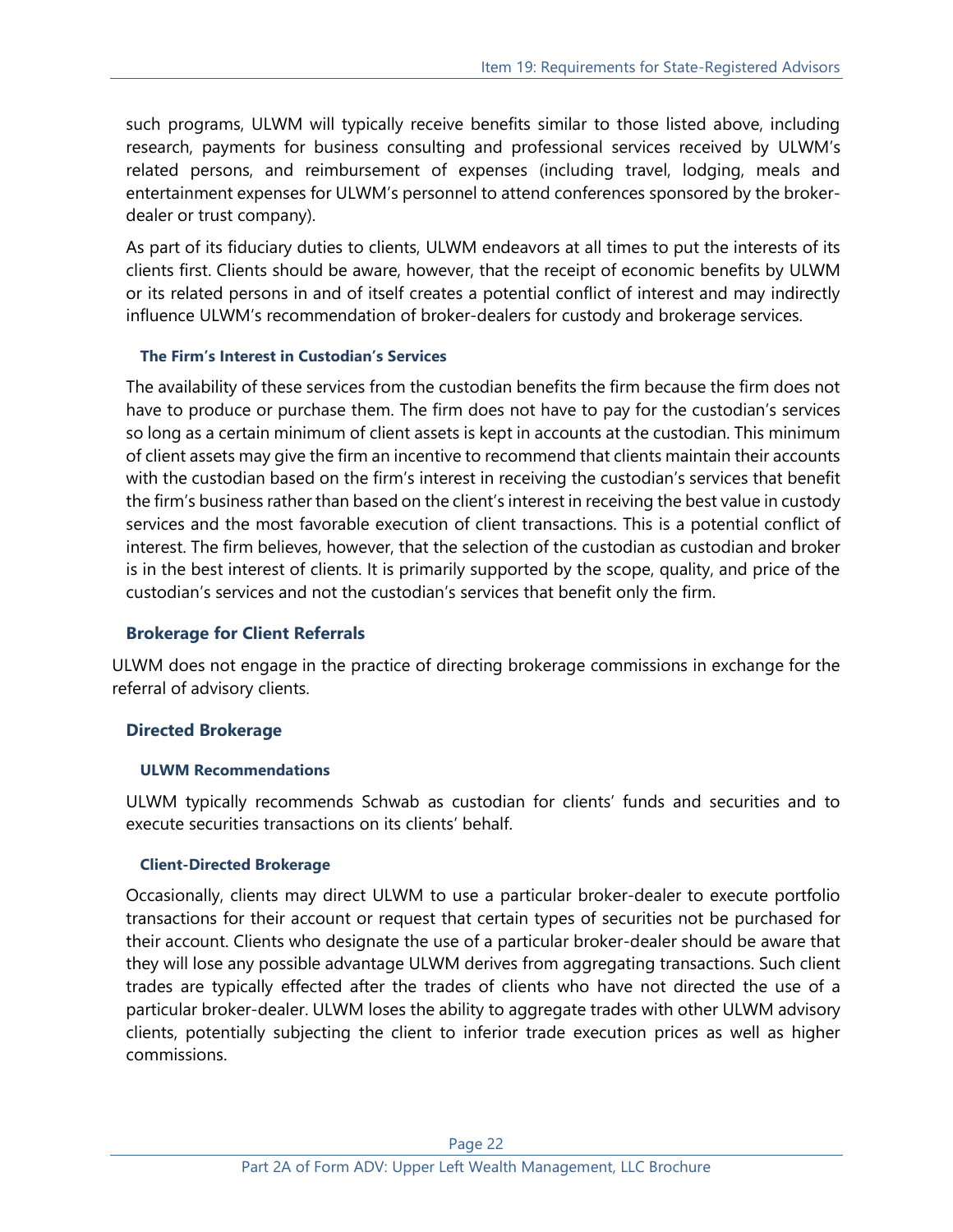such programs, ULWM will typically receive benefits similar to those listed above, including research, payments for business consulting and professional services received by ULWM's related persons, and reimbursement of expenses (including travel, lodging, meals and entertainment expenses for ULWM's personnel to attend conferences sponsored by the broker-dealer or trust company).

As part of its fiduciary duties to clients, ULWM endeavors at all times to put the interests of its clients first. Clients should be aware, however, that the receipt of economic benefits by ULWM or its related persons in and of itself creates a potential conflict of interest and may indirectly influence ULWM's recommendation of broker-dealers for custody and brokerage services.

#### The Firm's Interest in Custodian's Services

The availability of these services from the custodian benefits the firm because the firm does not have to produce or purchase them. The firm does not have to pay for the custodian's services so long as a certain minimum of client assets is kept in accounts at the custodian. This minimum of client assets may give the firm an incentive to recommend that clients maintain their accounts with the custodian based on the firm's interest in receiving the custodian's services that benefit the firm's business rather than based on the client's interest in receiving the best value in custody services and the most favorable execution of client transactions. This is a potential conflict of interest. The firm believes, however, that the selection of the custodian as custodian and broker is in the best interest of clients. It is primarily supported by the scope, quality, and price of the custodian's services and not the custodian's services that benefit only the firm.

### Brokerage for Client Referrals

ULWM does not engage in the practice of directing brokerage commissions in exchange for the referral of advisory clients.

### Directed Brokerage

#### ULWM Recommendations

ULWM typically recommends Schwab as custodian for clients' funds and securities and to execute securities transactions on its clients' behalf.

#### Client-Directed Brokerage

Occasionally, clients may direct ULWM to use a particular broker-dealer to execute portfolio transactions for their account or request that certain types of securities not be purchased for their account. Clients who designate the use of a particular broker-dealer should be aware that they will lose any possible advantage ULWM derives from aggregating transactions. Such client trades are typically effected after the trades of clients who have not directed the use of a particular broker-dealer. ULWM loses the ability to aggregate trades with other ULWM advisory clients, potentially subjecting the client to inferior trade execution prices as well as higher commissions.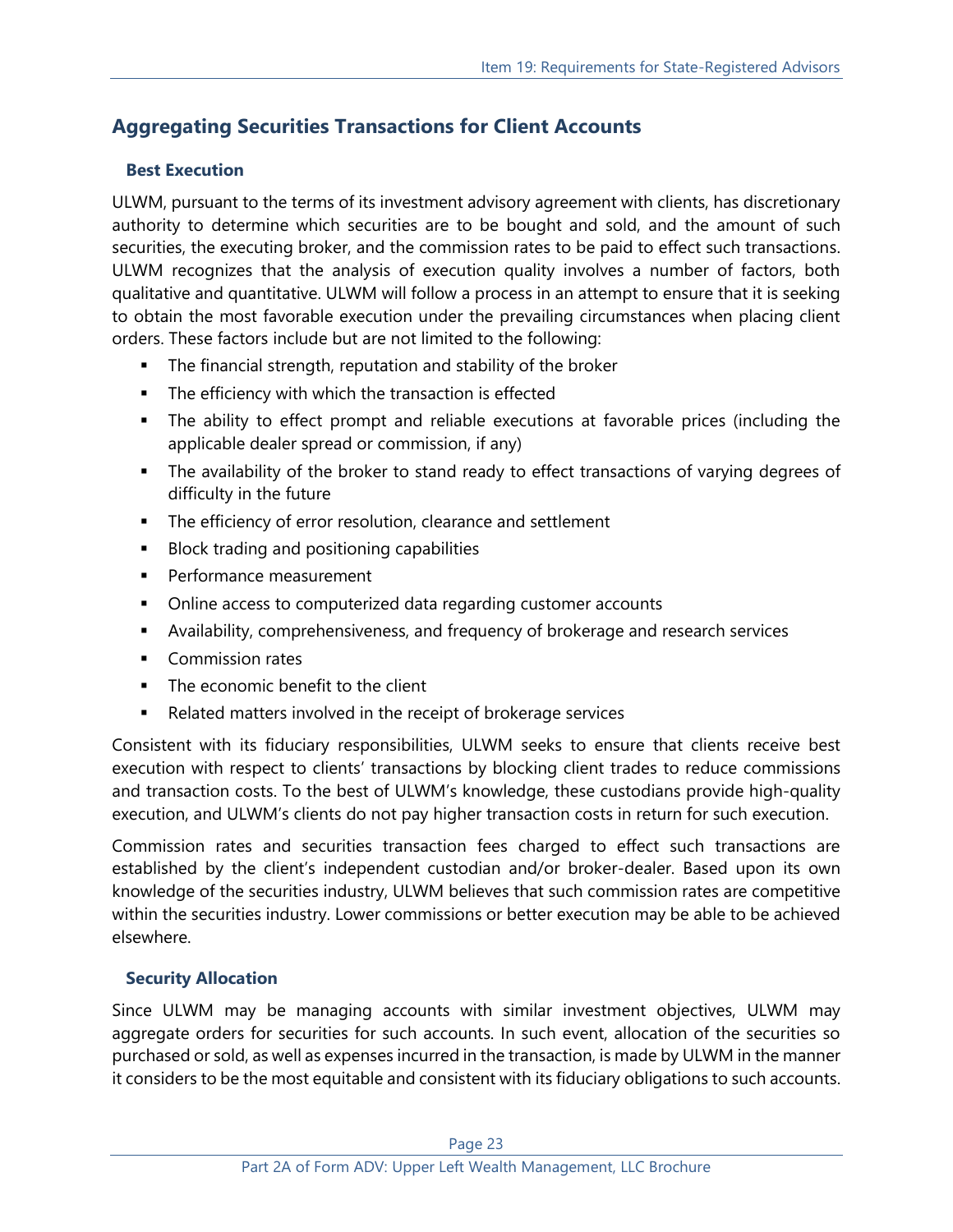## Aggregating Securities Transactions for Client Accounts

### Best Execution

ULWM, pursuant to the terms of its investment advisory agreement with clients, has discretionary authority to determine which securities are to be bought and sold, and the amount of such securities, the executing broker, and the commission rates to be paid to effect such transactions. ULWM recognizes that the analysis of execution quality involves a number of factors, both qualitative and quantitative. ULWM will follow a process in an attempt to ensure that it is seeking to obtain the most favorable execution under the prevailing circumstances when placing client orders. These factors include but are not limited to the following:

- The financial strength, reputation and stability of the broker
- The efficiency with which the transaction is effected
- The ability to effect prompt and reliable executions at favorable prices (including the applicable dealer spread or commission, if any)
- The availability of the broker to stand ready to effect transactions of varying degrees of difficulty in the future
- The efficiency of error resolution, clearance and settlement
- Block trading and positioning capabilities
- Performance measurement
- Online access to computerized data regarding customer accounts
- Availability, comprehensiveness, and frequency of brokerage and research services
- Commission rates
- The economic benefit to the client
- Related matters involved in the receipt of brokerage services

Consistent with its fiduciary responsibilities, ULWM seeks to ensure that clients receive best execution with respect to clients' transactions by blocking client trades to reduce commissions and transaction costs. To the best of ULWM's knowledge, these custodians provide high-quality execution, and ULWM's clients do not pay higher transaction costs in return for such execution.

Commission rates and securities transaction fees charged to effect such transactions are established by the client's independent custodian and/or broker-dealer. Based upon its own knowledge of the securities industry, ULWM believes that such commission rates are competitive within the securities industry. Lower commissions or better execution may be able to be achieved elsewhere.

### Security Allocation

Since ULWM may be managing accounts with similar investment objectives, ULWM may aggregate orders for securities for such accounts. In such event, allocation of the securities so purchased or sold, as well as expenses incurred in the transaction, is made by ULWM in the manner it considers to be the most equitable and consistent with its fiduciary obligations to such accounts.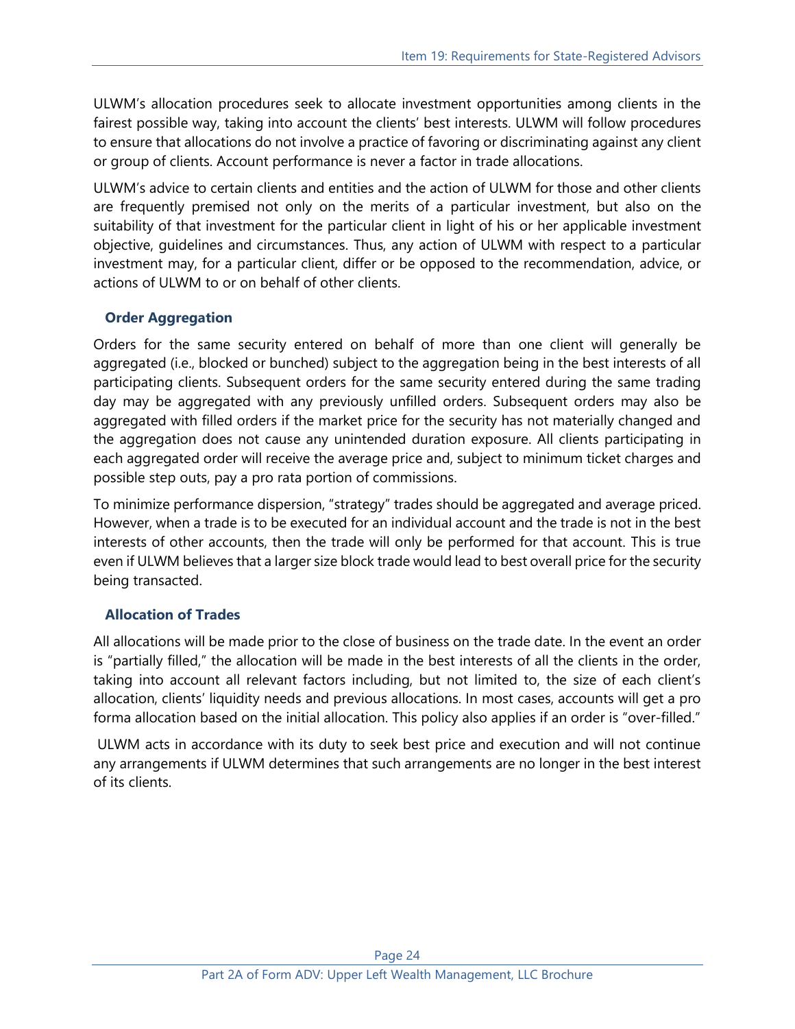ULWM's allocation procedures seek to allocate investment opportunities among clients in the fairest possible way, taking into account the clients' best interests. ULWM will follow procedures to ensure that allocations do not involve a practice of favoring or discriminating against any client or group of clients. Account performance is never a factor in trade allocations.

ULWM's advice to certain clients and entities and the action of ULWM for those and other clients are frequently premised not only on the merits of a particular investment, but also on the suitability of that investment for the particular client in light of his or her applicable investment objective, guidelines and circumstances. Thus, any action of ULWM with respect to a particular investment may, for a particular client, differ or be opposed to the recommendation, advice, or actions of ULWM to or on behalf of other clients.

### Order Aggregation

Orders for the same security entered on behalf of more than one client will generally be aggregated (i.e., blocked or bunched) subject to the aggregation being in the best interests of all participating clients. Subsequent orders for the same security entered during the same trading day may be aggregated with any previously unfilled orders. Subsequent orders may also be aggregated with filled orders if the market price for the security has not materially changed and the aggregation does not cause any unintended duration exposure. All clients participating in each aggregated order will receive the average price and, subject to minimum ticket charges and possible step outs, pay a pro rata portion of commissions.

To minimize performance dispersion, "strategy" trades should be aggregated and average priced. However, when a trade is to be executed for an individual account and the trade is not in the best interests of other accounts, then the trade will only be performed for that account. This is true even if ULWM believes that a larger size block trade would lead to best overall price for the security being transacted.

### Allocation of Trades

All allocations will be made prior to the close of business on the trade date. In the event an order is "partially filled," the allocation will be made in the best interests of all the clients in the order, taking into account all relevant factors including, but not limited to, the size of each client's allocation, clients' liquidity needs and previous allocations. In most cases, accounts will get a pro forma allocation based on the initial allocation. This policy also applies if an order is "over-filled."

ULWM acts in accordance with its duty to seek best price and execution and will not continue any arrangements if ULWM determines that such arrangements are no longer in the best interest of its clients.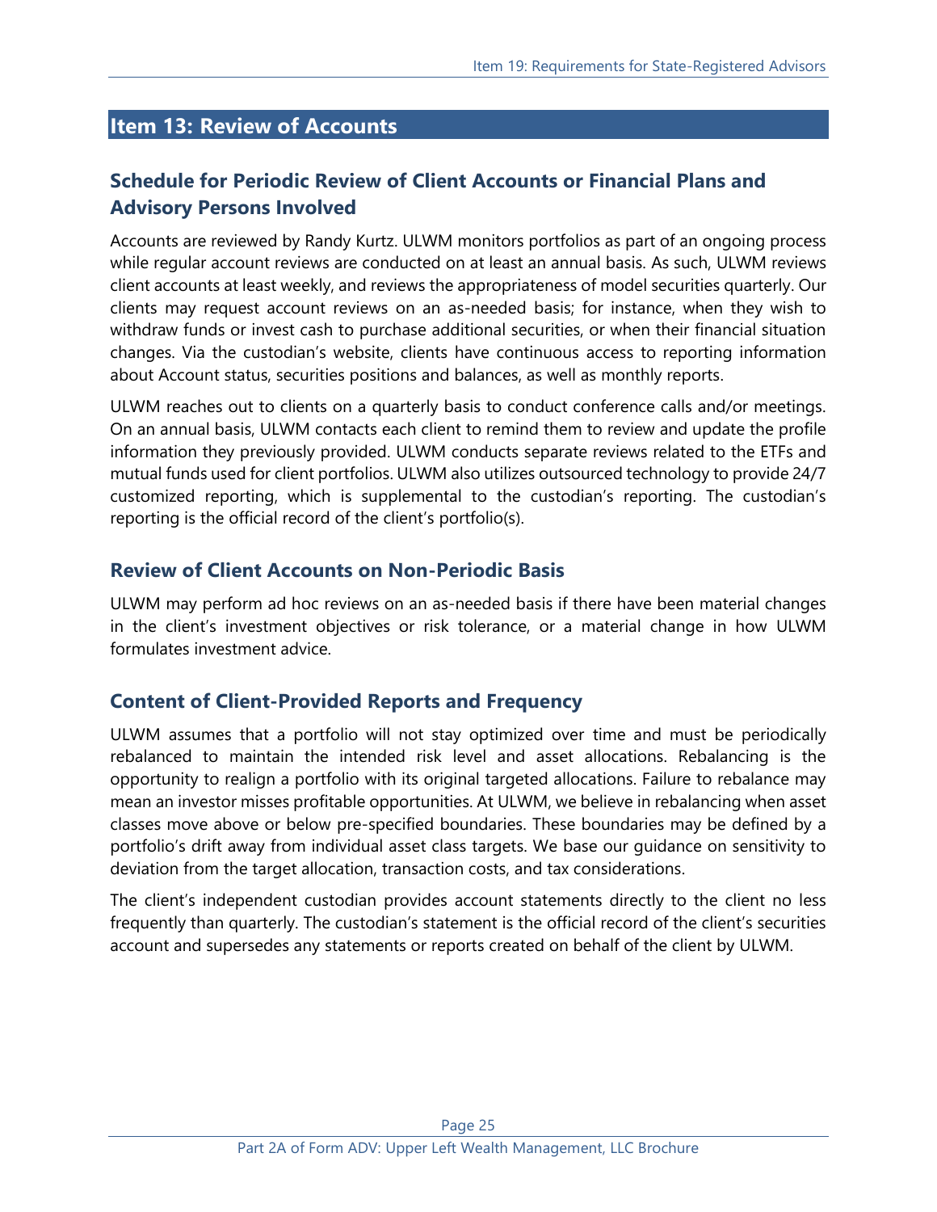## Item 13: Review of Accounts

### Schedule for Periodic Review of Client Accounts or Financial Plans and Advisory Persons Involved

Accounts are reviewed by Randy Kurtz. ULWM monitors portfolios as part of an ongoing process while regular account reviews are conducted on at least an annual basis. As such, ULWM reviews client accounts at least weekly, and reviews the appropriateness of model securities quarterly. Our clients may request account reviews on an as-needed basis; for instance, when they wish to withdraw funds or invest cash to purchase additional securities, or when their financial situation changes. Via the custodian's website, clients have continuous access to reporting information about Account status, securities positions and balances, as well as monthly reports.

ULWM reaches out to clients on a quarterly basis to conduct conference calls and/or meetings. On an annual basis, ULWM contacts each client to remind them to review and update the profile information they previously provided. ULWM conducts separate reviews related to the ETFs and mutual funds used for client portfolios. ULWM also utilizes outsourced technology to provide 24/7 customized reporting, which is supplemental to the custodian's reporting. The custodian's reporting is the official record of the client's portfolio(s).

### Review of Client Accounts on Non-Periodic Basis

ULWM may perform ad hoc reviews on an as-needed basis if there have been material changes in the client's investment objectives or risk tolerance, or a material change in how ULWM formulates investment advice.

### Content of Client-Provided Reports and Frequency

ULWM assumes that a portfolio will not stay optimized over time and must be periodically rebalanced to maintain the intended risk level and asset allocations. Rebalancing is the opportunity to realign a portfolio with its original targeted allocations. Failure to rebalance may mean an investor misses profitable opportunities. At ULWM, we believe in rebalancing when asset classes move above or below pre-specified boundaries. These boundaries may be defined by a portfolio's drift away from individual asset class targets. We base our guidance on sensitivity to deviation from the target allocation, transaction costs, and tax considerations.

The client's independent custodian provides account statements directly to the client no less frequently than quarterly. The custodian's statement is the official record of the client's securities account and supersedes any statements or reports created on behalf of the client by ULWM.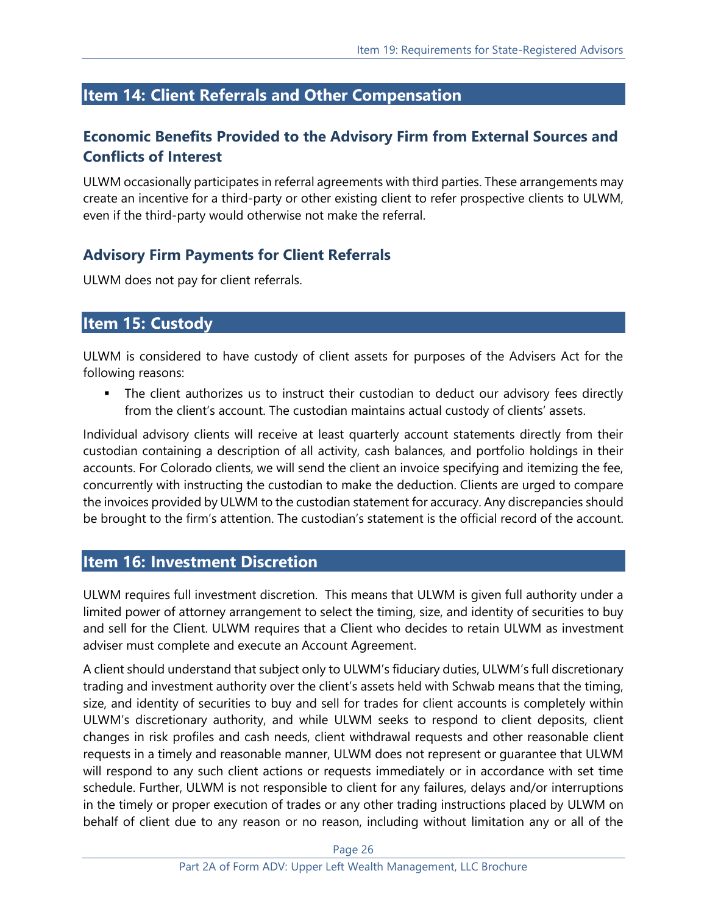## Item 14: Client Referrals and Other Compensation

### Economic Benefits Provided to the Advisory Firm from External Sources and Conflicts of Interest

ULWM occasionally participates in referral agreements with third parties. These arrangements may create an incentive for a third-party or other existing client to refer prospective clients to ULWM, even if the third-party would otherwise not make the referral.

### Advisory Firm Payments for Client Referrals

ULWM does not pay for client referrals.

## Item 15: Custody

ULWM is considered to have custody of client assets for purposes of the Advisers Act for the following reasons:

- The client authorizes us to instruct their custodian to deduct our advisory fees directly from the client's account. The custodian maintains actual custody of clients' assets.

Individual advisory clients will receive at least quarterly account statements directly from their custodian containing a description of all activity, cash balances, and portfolio holdings in their accounts. For Colorado clients, we will send the client an invoice specifying and itemizing the fee, concurrently with instructing the custodian to make the deduction. Clients are urged to compare the invoices provided by ULWM to the custodian statement for accuracy. Any discrepancies should be brought to the firm's attention. The custodian's statement is the official record of the account.

## Item 16: Investment Discretion

ULWM requires full investment discretion. This means that ULWM is given full authority under a limited power of attorney arrangement to select the timing, size, and identity of securities to buy and sell for the Client. ULWM requires that a Client who decides to retain ULWM as investment adviser must complete and execute an Account Agreement.

A client should understand that subject only to ULWM's fiduciary duties, ULWM's full discretionary trading and investment authority over the client's assets held with Schwab means that the timing, size, and identity of securities to buy and sell for trades for client accounts is completely within ULWM's discretionary authority, and while ULWM seeks to respond to client deposits, client changes in risk profiles and cash needs, client withdrawal requests and other reasonable client requests in a timely and reasonable manner, ULWM does not represent or guarantee that ULWM will respond to any such client actions or requests immediately or in accordance with set time schedule. Further, ULWM is not responsible to client for any failures, delays and/or interruptions in the timely or proper execution of trades or any other trading instructions placed by ULWM on behalf of client due to any reason or no reason, including without limitation any or all of the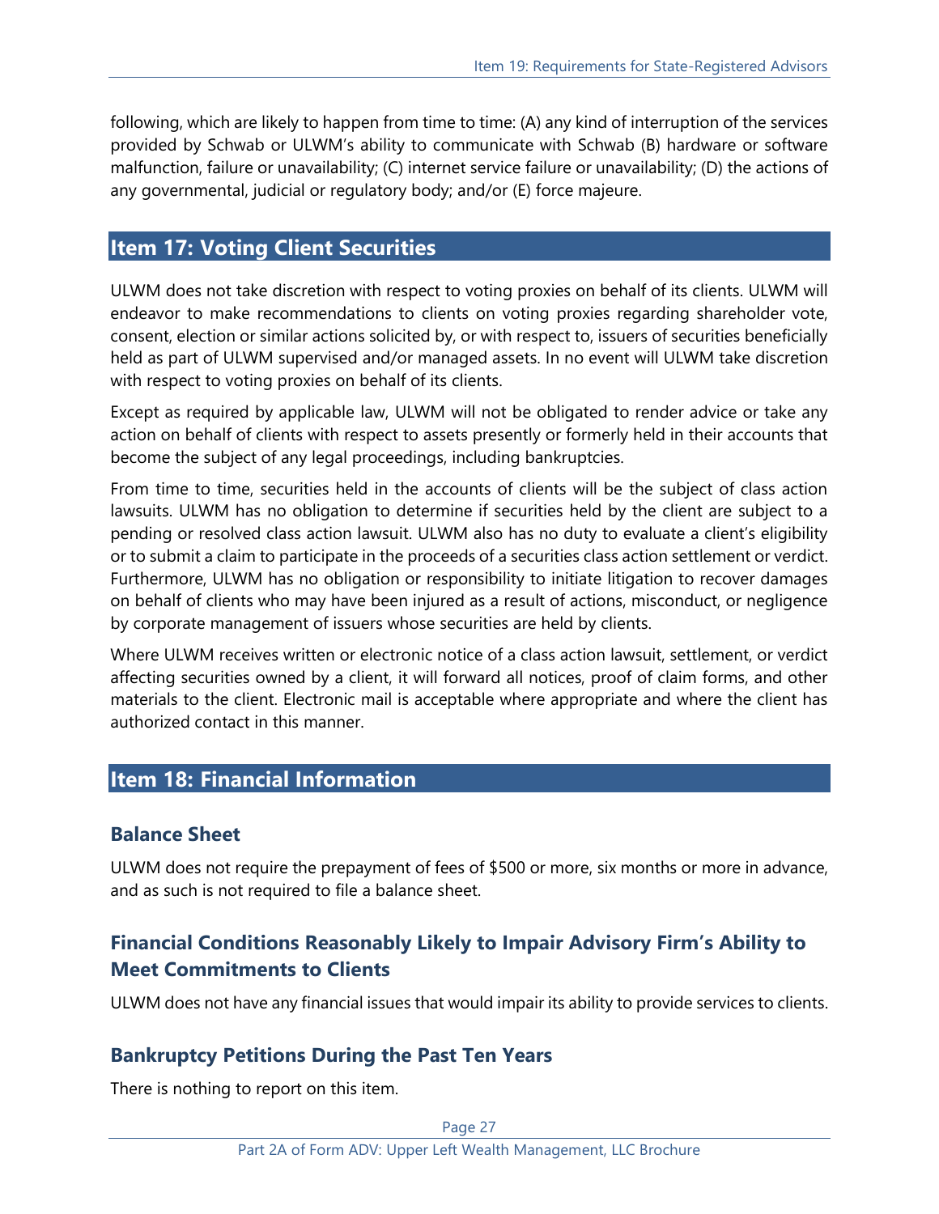following, which are likely to happen from time to time: (A) any kind of interruption of the services provided by Schwab or ULWM's ability to communicate with Schwab (B) hardware or software malfunction, failure or unavailability; (C) internet service failure or unavailability; (D) the actions of any governmental, judicial or regulatory body; and/or (E) force majeure.

## Item 17: Voting Client Securities

ULWM does not take discretion with respect to voting proxies on behalf of its clients. ULWM will endeavor to make recommendations to clients on voting proxies regarding shareholder vote, consent, election or similar actions solicited by, or with respect to, issuers of securities beneficially held as part of ULWM supervised and/or managed assets. In no event will ULWM take discretion with respect to voting proxies on behalf of its clients.

Except as required by applicable law, ULWM will not be obligated to render advice or take any action on behalf of clients with respect to assets presently or formerly held in their accounts that become the subject of any legal proceedings, including bankruptcies.

From time to time, securities held in the accounts of clients will be the subject of class action lawsuits. ULWM has no obligation to determine if securities held by the client are subject to a pending or resolved class action lawsuit. ULWM also has no duty to evaluate a client's eligibility or to submit a claim to participate in the proceeds of a securities class action settlement or verdict. Furthermore, ULWM has no obligation or responsibility to initiate litigation to recover damages on behalf of clients who may have been injured as a result of actions, misconduct, or negligence by corporate management of issuers whose securities are held by clients.

Where ULWM receives written or electronic notice of a class action lawsuit, settlement, or verdict affecting securities owned by a client, it will forward all notices, proof of claim forms, and other materials to the client. Electronic mail is acceptable where appropriate and where the client has authorized contact in this manner.

## Item 18: Financial Information

### Balance Sheet

ULWM does not require the prepayment of fees of $500 or more, six months or more in advance, and as such is not required to file a balance sheet.

### Financial Conditions Reasonably Likely to Impair Advisory Firm's Ability to Meet Commitments to Clients

ULWM does not have any financial issues that would impair its ability to provide services to clients.

### Bankruptcy Petitions During the Past Ten Years

There is nothing to report on this item.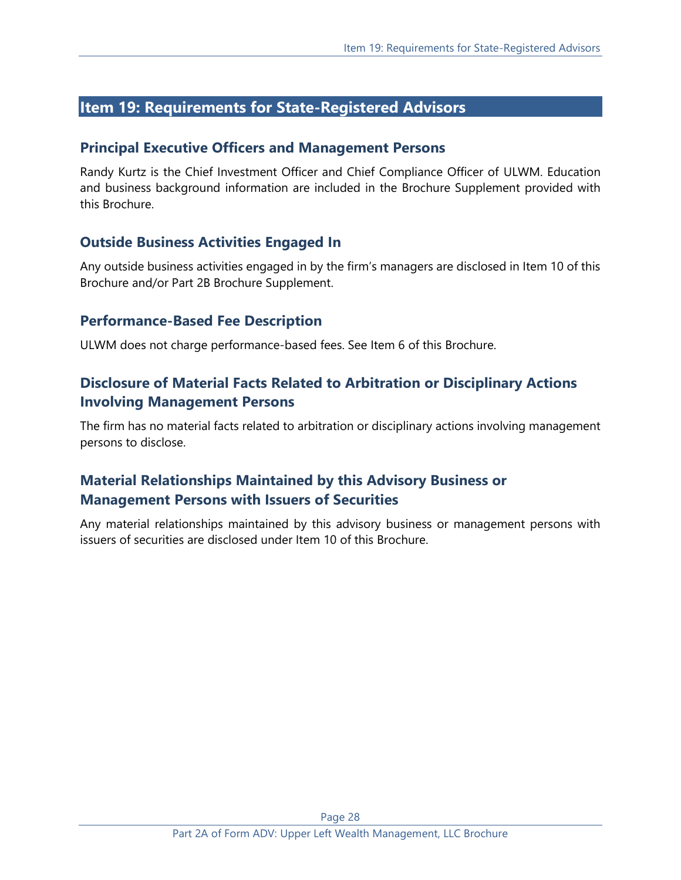## Item 19: Requirements for State-Registered Advisors

### Principal Executive Officers and Management Persons

Randy Kurtz is the Chief Investment Officer and Chief Compliance Officer of ULWM. Education and business background information are included in the Brochure Supplement provided with this Brochure.

### Outside Business Activities Engaged In

Any outside business activities engaged in by the firm's managers are disclosed in Item 10 of this Brochure and/or Part 2B Brochure Supplement.

### Performance-Based Fee Description

ULWM does not charge performance-based fees. See Item 6 of this Brochure.

### Disclosure of Material Facts Related to Arbitration or Disciplinary Actions Involving Management Persons

The firm has no material facts related to arbitration or disciplinary actions involving management persons to disclose.

### Material Relationships Maintained by this Advisory Business or Management Persons with Issuers of Securities

Any material relationships maintained by this advisory business or management persons with issuers of securities are disclosed under Item 10 of this Brochure.